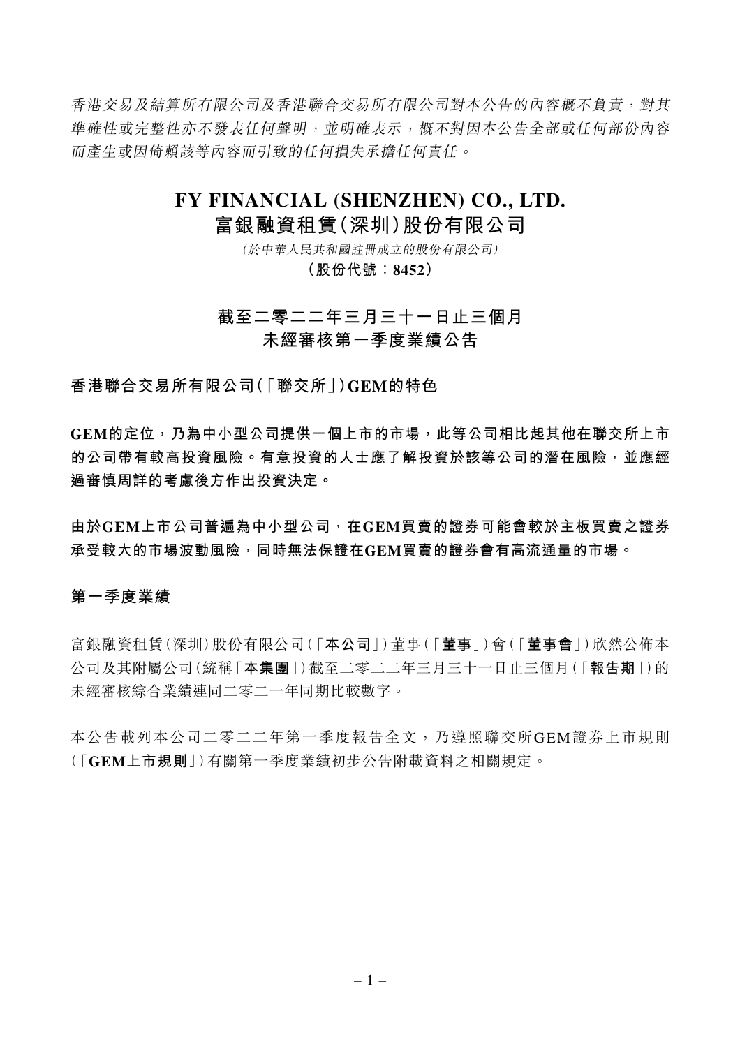*香港交易及結算所有限公司及香港聯合交易所有限公司對本公告的內容概不負責，對其準確性或完整性亦不發表任何聲明，並明確表示，概不對因本公告全部或任何部份內容而產生或因倚賴該等內容而引致的任何損失承擔任何責任。*

# FY FINANCIAL (SHENZHEN) CO., LTD.
# 富銀融資租賃(深圳)股份有限公司

*(於中華人民共和國註冊成立的股份有限公司)*

**(股份代號：8452)**

## 截至二零二二年三月三十一日止三個月
## 未經審核第一季度業績公告

### 香港聯合交易所有限公司(「聯交所」)GEM的特色

**GEM的定位，乃為中小型公司提供一個上市的市場，此等公司相比起其他在聯交所上市的公司帶有較高投資風險。有意投資的人士應了解投資於該等公司的潛在風險，並應經過審慎周詳的考慮後方作出投資決定。**

**由於GEM上市公司普遍為中小型公司，在GEM買賣的證券可能會較於主板買賣之證券承受較大的市場波動風險，同時無法保證在GEM買賣的證券會有高流通量的市場。**

### 第一季度業績

富銀融資租賃(深圳)股份有限公司(「**本公司**」)董事(「**董事**」)會(「**董事會**」)欣然公佈本公司及其附屬公司(統稱「**本集團**」)截至二零二二年三月三十一日止三個月(「**報告期**」)的未經審核綜合業績連同二零二一年同期比較數字。

本公告載列本公司二零二二年第一季度報告全文，乃遵照聯交所GEM證券上市規則(「**GEM上市規則**」)有關第一季度業績初步公告附載資料之相關規定。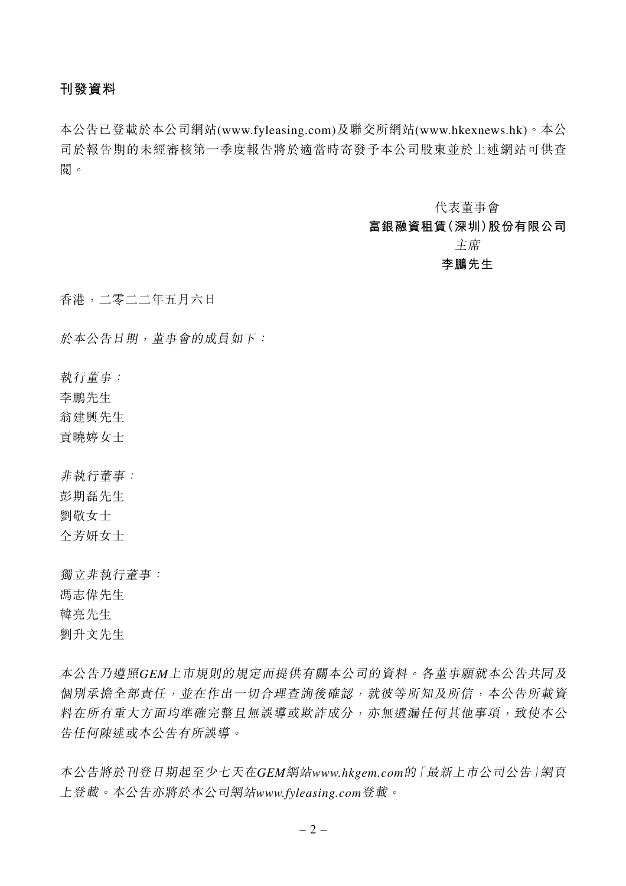## 刊發資料

本公告已登載於本公司網站(www.fyleasing.com)及聯交所網站(www.hkexnews.hk)。本公司於報告期的未經審核第一季度報告將於適當時寄發予本公司股東並於上述網站可供查閱。

代表董事會
**富銀融資租賃(深圳)股份有限公司**
*主席*
**李鵬先生**

香港，二零二二年五月六日

*於本公告日期，董事會的成員如下：*

*執行董事：*
李鵬先生
翁建興先生
貢曉婷女士

*非執行董事：*
彭期磊先生
劉敬女士
仝芳妍女士

*獨立非執行董事：*
馮志偉先生
韓亮先生
劉升文先生

*本公告乃遵照GEM上市規則的規定而提供有關本公司的資料。各董事願就本公告共同及個別承擔全部責任，並在作出一切合理查詢後確認，就彼等所知及所信，本公告所載資料在所有重大方面均準確完整且無誤導或欺詐成分，亦無遺漏任何其他事項，致使本公告任何陳述或本公告有所誤導。*

*本公告將於刊登日期起至少七天在GEM網站www.hkgem.com的「最新上市公司公告」網頁上登載。本公告亦將於本公司網站www.fyleasing.com登載。*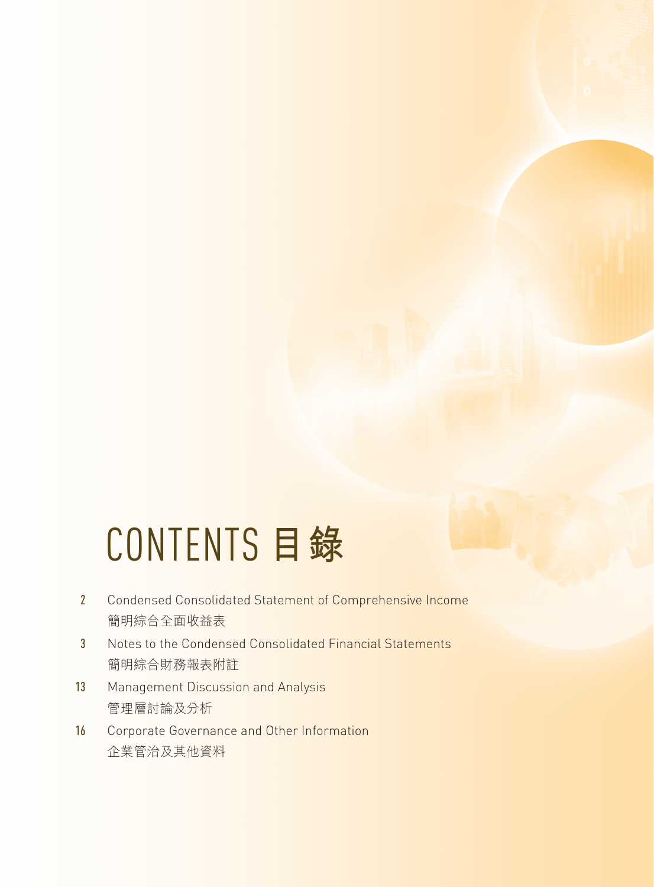# CONTENTS 目錄

| | |
|---|---|
| 2 | Condensed Consolidated Statement of Comprehensive Income<br>簡明綜合全面收益表 |
| 3 | Notes to the Condensed Consolidated Financial Statements<br>簡明綜合財務報表附註 |
| 13 | Management Discussion and Analysis<br>管理層討論及分析 |
| 16 | Corporate Governance and Other Information<br>企業管治及其他資料 |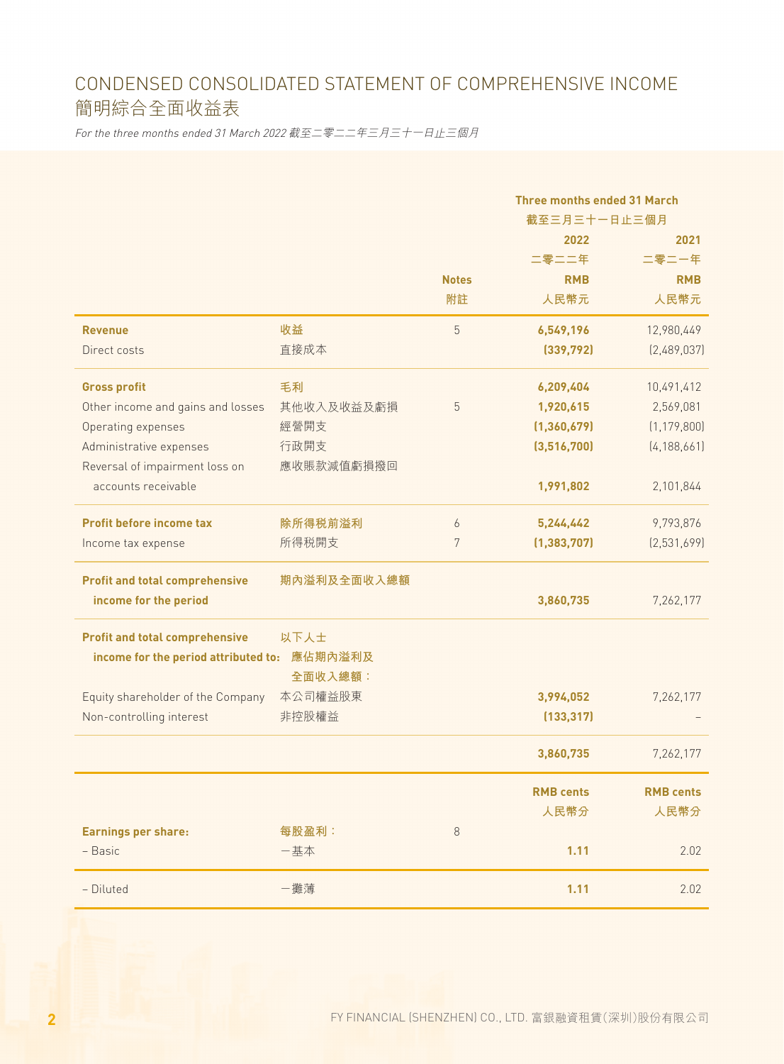# CONDENSED CONSOLIDATED STATEMENT OF COMPREHENSIVE INCOME
# 簡明綜合全面收益表

*For the three months ended 31 March 2022 截至二零二二年三月三十一日止三個月*

| | | | Three months ended 31 March 截至三月三十一日止三個月 | |
|---|---|---|---|---|
| | | | 2022 二零二二年 | 2021 二零二一年 |
| | | Notes 附註 | RMB 人民幣元 | RMB 人民幣元 |
| **Revenue** | **收益** | 5 | **6,549,196** | 12,980,449 |
| Direct costs | 直接成本 | | **(339,792)** | (2,489,037) |
| **Gross profit** | **毛利** | | **6,209,404** | 10,491,412 |
| Other income and gains and losses | 其他收入及收益及虧損 | 5 | **1,920,615** | 2,569,081 |
| Operating expenses | 經營開支 | | **(1,360,679)** | (1,179,800) |
| Administrative expenses | 行政開支 | | **(3,516,700)** | (4,188,661) |
| Reversal of impairment loss on accounts receivable | 應收賬款減值虧損撥回 | | **1,991,802** | 2,101,844 |
| **Profit before income tax** | **除所得税前溢利** | 6 | **5,244,442** | 9,793,876 |
| Income tax expense | 所得税開支 | 7 | **(1,383,707)** | (2,531,699) |
| **Profit and total comprehensive income for the period** | **期內溢利及全面收入總額** | | **3,860,735** | 7,262,177 |
| **Profit and total comprehensive income for the period attributed to:** | **以下人士應佔期內溢利及全面收入總額：** | | | |
| Equity shareholder of the Company | 本公司權益股東 | | **3,994,052** | 7,262,177 |
| Non-controlling interest | 非控股權益 | | **(133,317)** | – |
| | | | **3,860,735** | 7,262,177 |
| | | | **RMB cents 人民幣分** | **RMB cents 人民幣分** |
| **Earnings per share:** | **每股盈利：** | 8 | | |
| – Basic | –基本 | | **1.11** | 2.02 |
| – Diluted | –攤薄 | | **1.11** | 2.02 |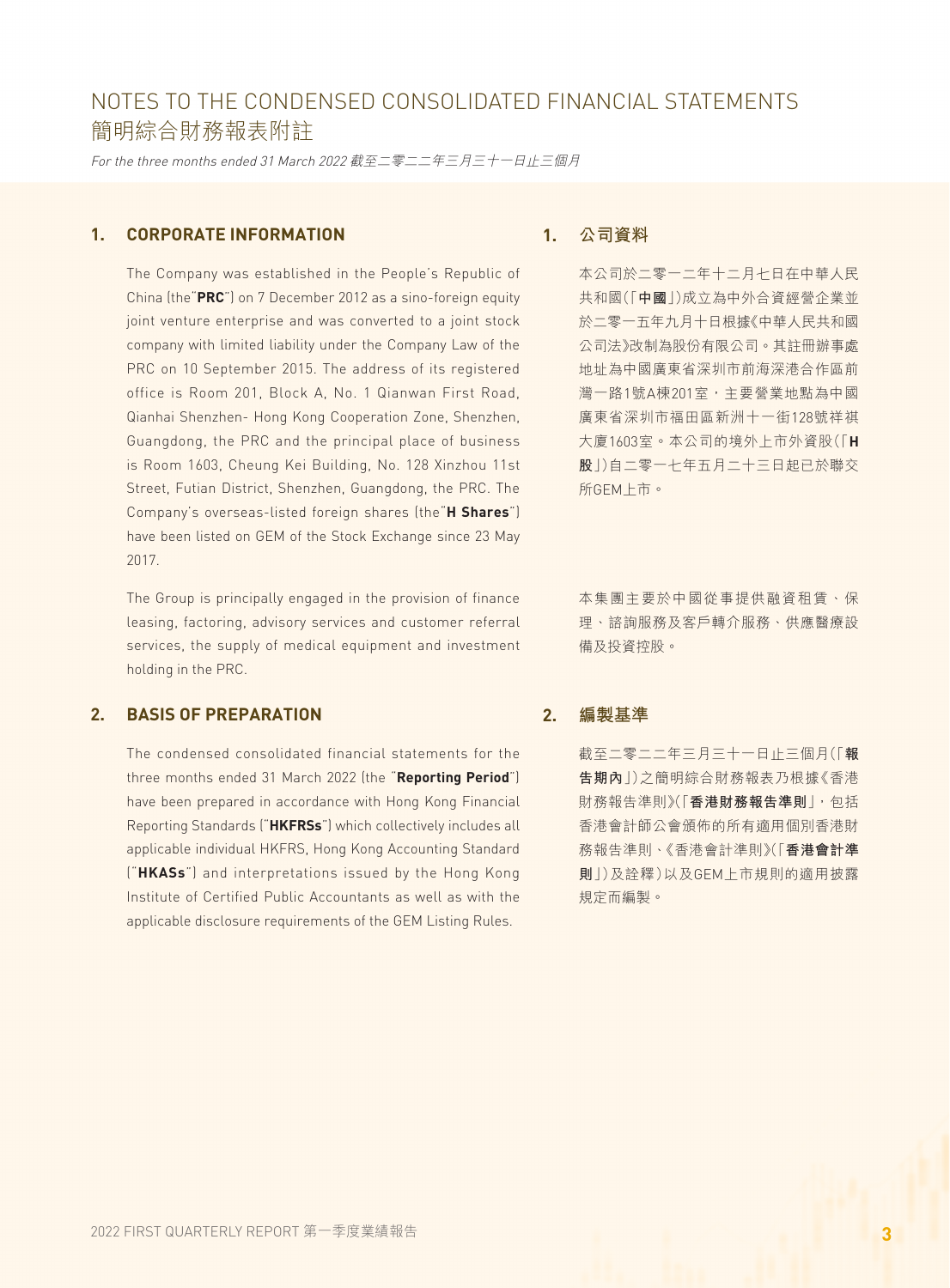# NOTES TO THE CONDENSED CONSOLIDATED FINANCIAL STATEMENTS
# 簡明綜合財務報表附註

*For the three months ended 31 March 2022 截至二零二二年三月三十一日止三個月*

## 1. CORPORATE INFORMATION

The Company was established in the People's Republic of China (the"**PRC**") on 7 December 2012 as a sino-foreign equity joint venture enterprise and was converted to a joint stock company with limited liability under the Company Law of the PRC on 10 September 2015. The address of its registered office is Room 201, Block A, No. 1 Qianwan First Road, Qianhai Shenzhen- Hong Kong Cooperation Zone, Shenzhen, Guangdong, the PRC and the principal place of business is Room 1603, Cheung Kei Building, No. 128 Xinzhou 11st Street, Futian District, Shenzhen, Guangdong, the PRC. The Company's overseas-listed foreign shares (the"**H Shares**") have been listed on GEM of the Stock Exchange since 23 May 2017.

The Group is principally engaged in the provision of finance leasing, factoring, advisory services and customer referral services, the supply of medical equipment and investment holding in the PRC.

## 1. 公司資料

本公司於二零一二年十二月七日在中華人民共和國(「**中國**」)成立為中外合資經營企業並於二零一五年九月十日根據《中華人民共和國公司法》改制為股份有限公司。其註冊辦事處地址為中國廣東省深圳市前海深港合作區前灣一路1號A棟201室,主要營業地點為中國廣東省深圳市福田區新洲十一街128號祥祺大廈1603室。本公司的境外上市外資股(「**H股**」)自二零一七年五月二十三日起已於聯交所GEM上市。

本集團主要於中國從事提供融資租賃、保理、諮詢服務及客戶轉介服務、供應醫療設備及投資控股。

## 2. BASIS OF PREPARATION

The condensed consolidated financial statements for the three months ended 31 March 2022 (the "**Reporting Period**") have been prepared in accordance with Hong Kong Financial Reporting Standards ("**HKFRSs**") which collectively includes all applicable individual HKFRS, Hong Kong Accounting Standard ("**HKASs**") and interpretations issued by the Hong Kong Institute of Certified Public Accountants as well as with the applicable disclosure requirements of the GEM Listing Rules.

## 2. 編製基準

截至二零二二年三月三十一日止三個月(「**報告期內**」)之簡明綜合財務報表乃根據《香港財務報告準則》(「**香港財務報告準則**」,包括香港會計師公會頒佈的所有適用個別香港財務報告準則、《香港會計準則》(「**香港會計準則**」)及詮釋)以及GEM上市規則的適用披露規定而編製。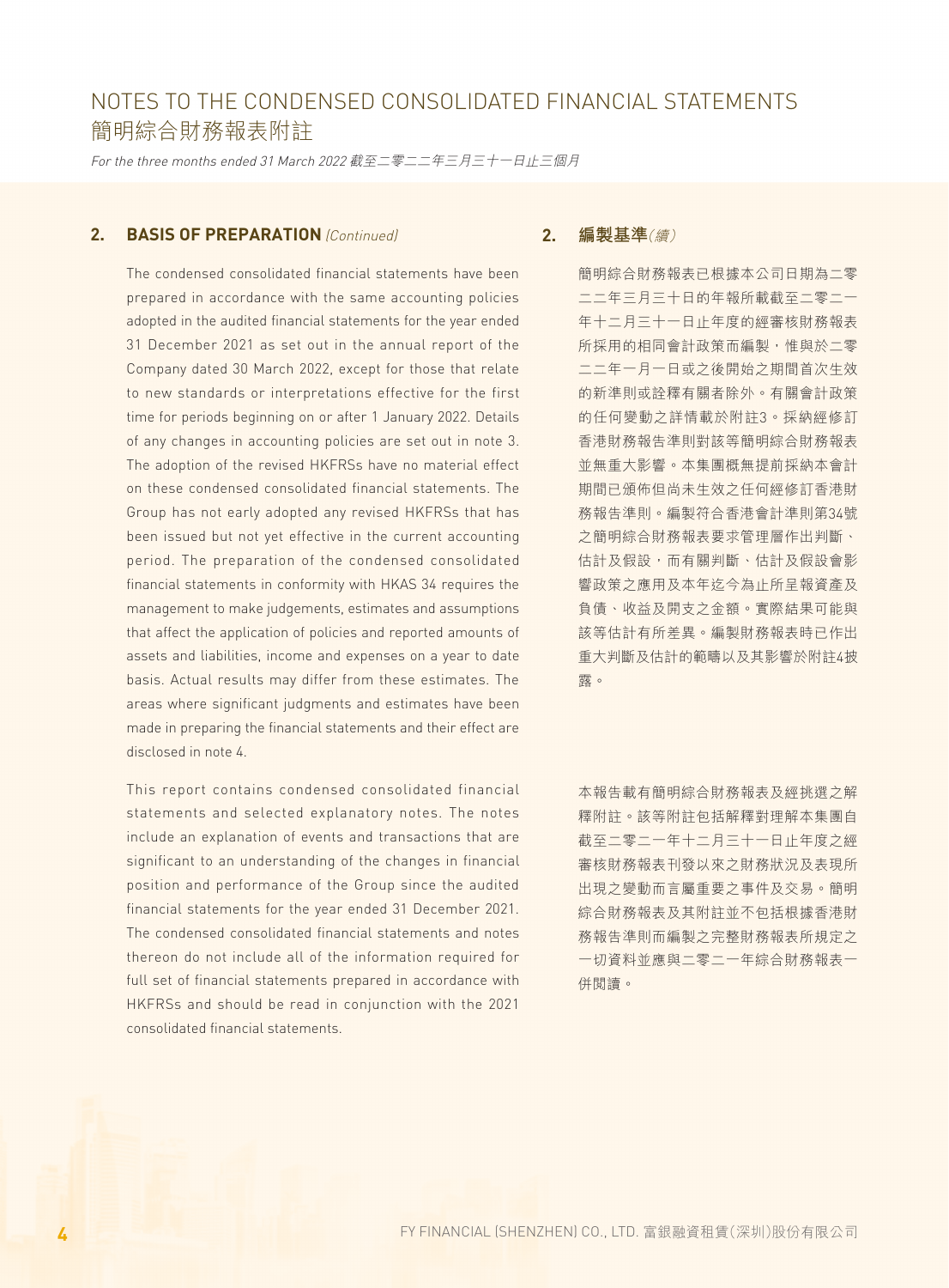## 2. BASIS OF PREPARATION *(Continued)*

The condensed consolidated financial statements have been prepared in accordance with the same accounting policies adopted in the audited financial statements for the year ended 31 December 2021 as set out in the annual report of the Company dated 30 March 2022, except for those that relate to new standards or interpretations effective for the first time for periods beginning on or after 1 January 2022. Details of any changes in accounting policies are set out in note 3. The adoption of the revised HKFRSs have no material effect on these condensed consolidated financial statements. The Group has not early adopted any revised HKFRSs that has been issued but not yet effective in the current accounting period. The preparation of the condensed consolidated financial statements in conformity with HKAS 34 requires the management to make judgements, estimates and assumptions that affect the application of policies and reported amounts of assets and liabilities, income and expenses on a year to date basis. Actual results may differ from these estimates. The areas where significant judgments and estimates have been made in preparing the financial statements and their effect are disclosed in note 4.

This report contains condensed consolidated financial statements and selected explanatory notes. The notes include an explanation of events and transactions that are significant to an understanding of the changes in financial position and performance of the Group since the audited financial statements for the year ended 31 December 2021. The condensed consolidated financial statements and notes thereon do not include all of the information required for full set of financial statements prepared in accordance with HKFRSs and should be read in conjunction with the 2021 consolidated financial statements.

## 2. 編製基準*(續)*

簡明綜合財務報表已根據本公司日期為二零二二年三月三十日的年報所載截至二零二一年十二月三十一日止年度的經審核財務報表所採用的相同會計政策而編製，惟與於二零二二年一月一日或之後開始之期間首次生效的新準則或詮釋有關者除外。有關會計政策的任何變動之詳情載於附註3。採納經修訂香港財務報告準則對該等簡明綜合財務報表並無重大影響。本集團概無提前採納本會計期間已頒佈但尚未生效之任何經修訂香港財務報告準則。編製符合香港會計準則第34號之簡明綜合財務報表要求管理層作出判斷、估計及假設，而有關判斷、估計及假設會影響政策之應用及本年迄今為止所呈報資產及負債、收益及開支之金額。實際結果可能與該等估計有所差異。編製財務報表時已作出重大判斷及估計的範疇以及其影響於附註4披露。

本報告載有簡明綜合財務報表及經挑選之解釋附註。該等附註包括解釋對理解本集團自截至二零二一年十二月三十一日止年度之經審核財務報表刊發以來之財務狀況及表現所出現之變動而言屬重要之事件及交易。簡明綜合財務報表及其附註並不包括根據香港財務報告準則而編製之完整財務報表所規定之一切資料並應與二零二一年綜合財務報表一併閱讀。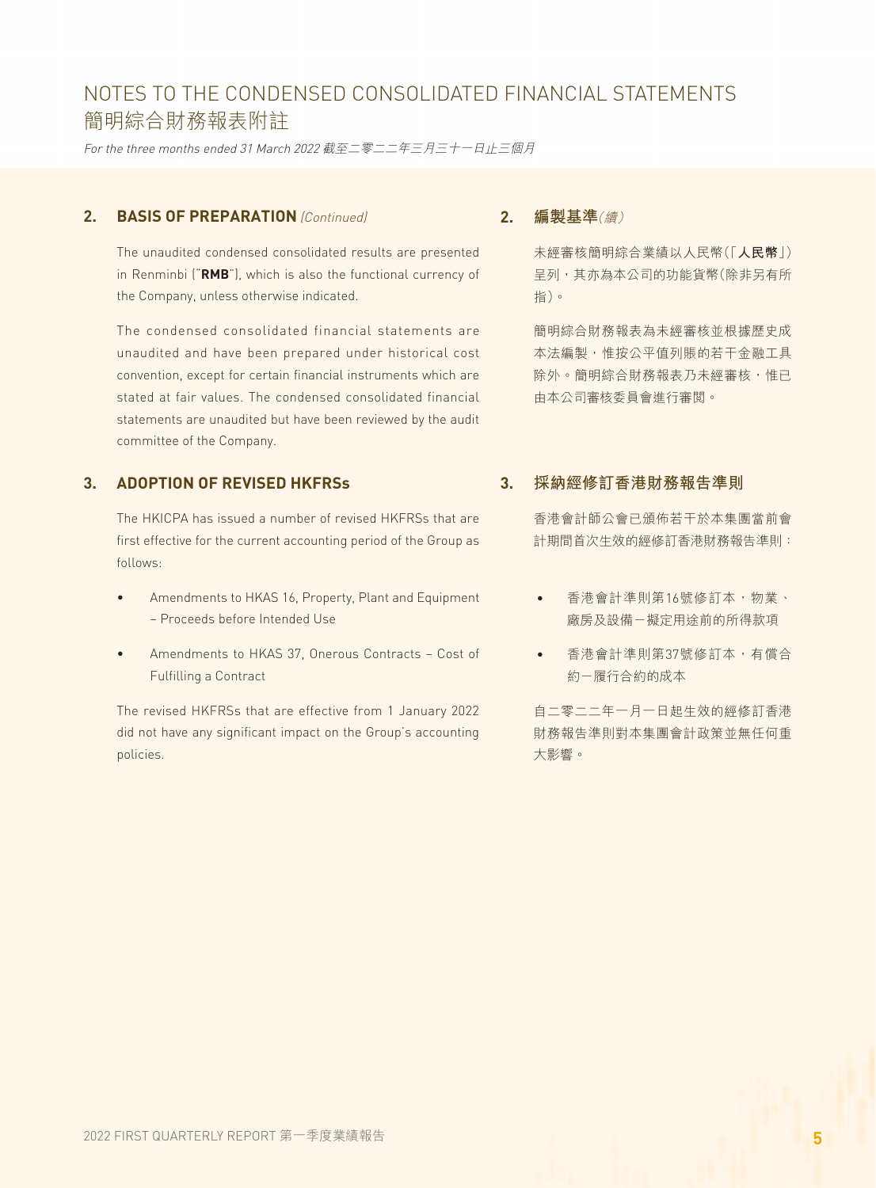# NOTES TO THE CONDENSED CONSOLIDATED FINANCIAL STATEMENTS
# 簡明綜合財務報表附註

*For the three months ended 31 March 2022 截至二零二二年三月三十一日止三個月*

## 2. BASIS OF PREPARATION *(Continued)*

The unaudited condensed consolidated results are presented in Renminbi ("**RMB**"), which is also the functional currency of the Company, unless otherwise indicated.

The condensed consolidated financial statements are unaudited and have been prepared under historical cost convention, except for certain financial instruments which are stated at fair values. The condensed consolidated financial statements are unaudited but have been reviewed by the audit committee of the Company.

## 2. 編製基準*(續)*

未經審核簡明綜合業績以人民幣(「**人民幣**」)呈列，其亦為本公司的功能貨幣(除非另有所指)。

簡明綜合財務報表為未經審核並根據歷史成本法編製，惟按公平值列賬的若干金融工具除外。簡明綜合財務報表乃未經審核，惟已由本公司審核委員會進行審閱。

## 3. ADOPTION OF REVISED HKFRSs

The HKICPA has issued a number of revised HKFRSs that are first effective for the current accounting period of the Group as follows:

- Amendments to HKAS 16, Property, Plant and Equipment – Proceeds before Intended Use
- Amendments to HKAS 37, Onerous Contracts – Cost of Fulfilling a Contract

The revised HKFRSs that are effective from 1 January 2022 did not have any significant impact on the Group's accounting policies.

## 3. 採納經修訂香港財務報告準則

香港會計師公會已頒佈若干於本集團當前會計期間首次生效的經修訂香港財務報告準則：

- 香港會計準則第16號修訂本，物業、廠房及設備－擬定用途前的所得款項
- 香港會計準則第37號修訂本，有償合約－履行合約的成本

自二零二二年一月一日起生效的經修訂香港財務報告準則對本集團會計政策並無任何重大影響。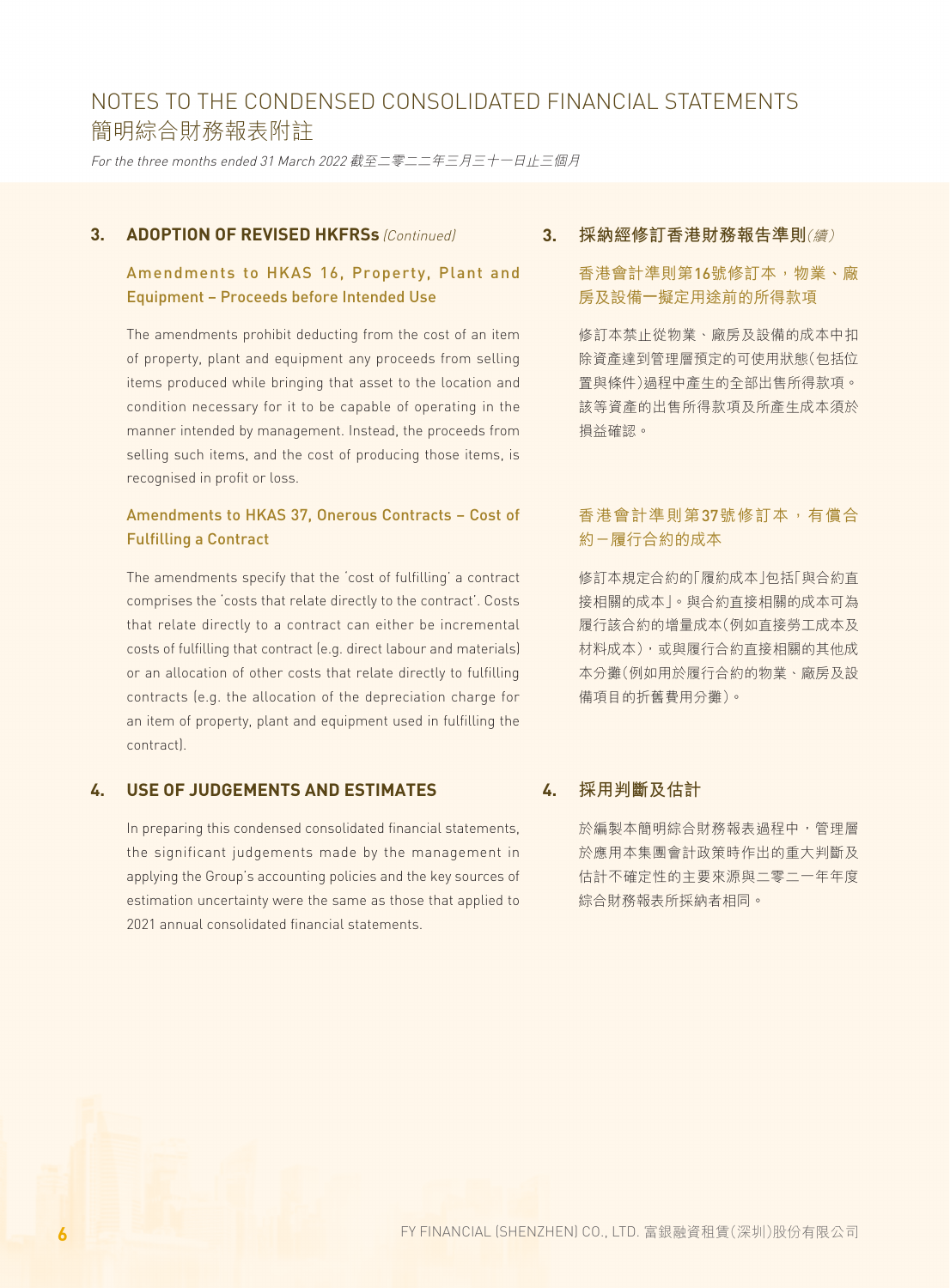# NOTES TO THE CONDENSED CONSOLIDATED FINANCIAL STATEMENTS
# 簡明綜合財務報表附註

*For the three months ended 31 March 2022 截至二零二二年三月三十一日止三個月*

## 3. ADOPTION OF REVISED HKFRSs *(Continued)*

### Amendments to HKAS 16, Property, Plant and Equipment – Proceeds before Intended Use

The amendments prohibit deducting from the cost of an item of property, plant and equipment any proceeds from selling items produced while bringing that asset to the location and condition necessary for it to be capable of operating in the manner intended by management. Instead, the proceeds from selling such items, and the cost of producing those items, is recognised in profit or loss.

### Amendments to HKAS 37, Onerous Contracts – Cost of Fulfilling a Contract

The amendments specify that the 'cost of fulfilling' a contract comprises the 'costs that relate directly to the contract'. Costs that relate directly to a contract can either be incremental costs of fulfilling that contract (e.g. direct labour and materials) or an allocation of other costs that relate directly to fulfilling contracts (e.g. the allocation of the depreciation charge for an item of property, plant and equipment used in fulfilling the contract).

## 4. USE OF JUDGEMENTS AND ESTIMATES

In preparing this condensed consolidated financial statements, the significant judgements made by the management in applying the Group's accounting policies and the key sources of estimation uncertainty were the same as those that applied to 2021 annual consolidated financial statements.

## 3. 採納經修訂香港財務報告準則*(續)*

### 香港會計準則第16號修訂本，物業、廠房及設備－擬定用途前的所得款項

修訂本禁止從物業、廠房及設備的成本中扣除資產達到管理層預定的可使用狀態(包括位置與條件)過程中產生的全部出售所得款項。該等資產的出售所得款項及所產生成本須於損益確認。

### 香港會計準則第37號修訂本，有償合約－履行合約的成本

修訂本規定合約的「履約成本」包括「與合約直接相關的成本」。與合約直接相關的成本可為履行該合約的增量成本(例如直接勞工成本及材料成本)，或與履行合約直接相關的其他成本分攤(例如用於履行合約的物業、廠房及設備項目的折舊費用分攤)。

## 4. 採用判斷及估計

於編製本簡明綜合財務報表過程中，管理層於應用本集團會計政策時作出的重大判斷及估計不確定性的主要來源與二零二一年年度綜合財務報表所採納者相同。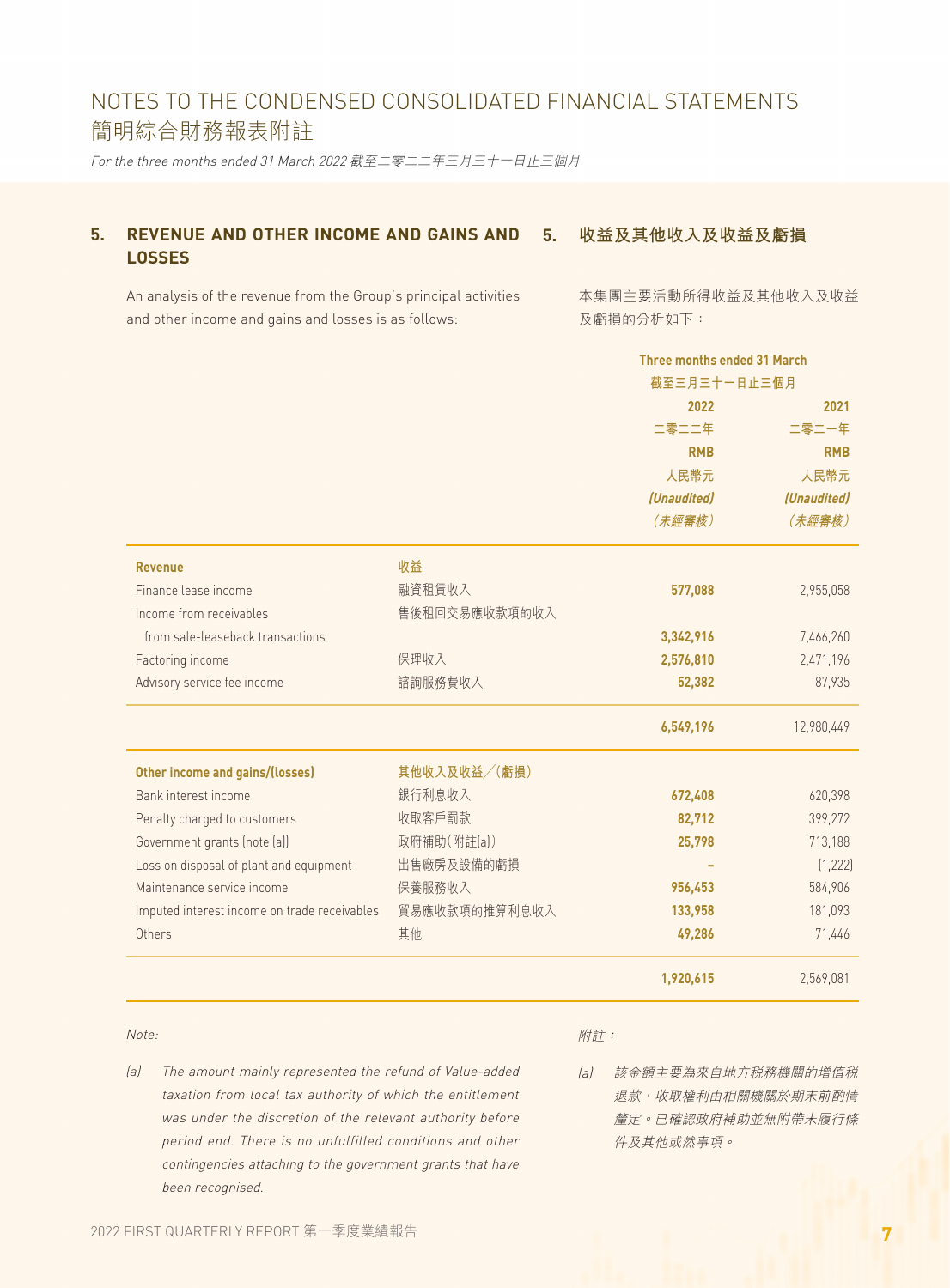# NOTES TO THE CONDENSED CONSOLIDATED FINANCIAL STATEMENTS
# 簡明綜合財務報表附註

*For the three months ended 31 March 2022 截至二零二二年三月三十一日止三個月*

## 5. REVENUE AND OTHER INCOME AND GAINS AND LOSSES

## 5. 收益及其他收入及收益及虧損

An analysis of the revenue from the Group's principal activities and other income and gains and losses is as follows:

本集團主要活動所得收益及其他收入及收益及虧損的分析如下：

| | | Three months ended 31 March 截至三月三十一日止三個月 | |
|---|---|---|---|
| | | **2022 二零二二年 RMB 人民幣元 *(Unaudited) (未經審核)*** | **2021 二零二一年 RMB 人民幣元 *(Unaudited) (未經審核)*** |
| **Revenue** | **收益** | | |
| Finance lease income | 融資租賃收入 | **577,088** | 2,955,058 |
| Income from receivables from sale-leaseback transactions | 售後租回交易應收款項的收入 | **3,342,916** | 7,466,260 |
| Factoring income | 保理收入 | **2,576,810** | 2,471,196 |
| Advisory service fee income | 諮詢服務費收入 | **52,382** | 87,935 |
| | | **6,549,196** | 12,980,449 |
| **Other income and gains/(losses)** | **其他收入及收益／(虧損)** | | |
| Bank interest income | 銀行利息收入 | **672,408** | 620,398 |
| Penalty charged to customers | 收取客戶罰款 | **82,712** | 399,272 |
| Government grants (note (a)) | 政府補助(附註(a)) | **25,798** | 713,188 |
| Loss on disposal of plant and equipment | 出售廠房及設備的虧損 | **–** | (1,222) |
| Maintenance service income | 保養服務收入 | **956,453** | 584,906 |
| Imputed interest income on trade receivables | 貿易應收款項的推算利息收入 | **133,958** | 181,093 |
| Others | 其他 | **49,286** | 71,446 |
| | | **1,920,615** | 2,569,081 |

*Note:*

(a) *The amount mainly represented the refund of Value-added taxation from local tax authority of which the entitlement was under the discretion of the relevant authority before period end. There is no unfulfilled conditions and other contingencies attaching to the government grants that have been recognised.*

*附註：*

(a) *該金額主要為來自地方稅務機關的增值稅退款，收取權利由相關機關於期末前酌情釐定。已確認政府補助並無附帶未履行條件及其他或然事項。*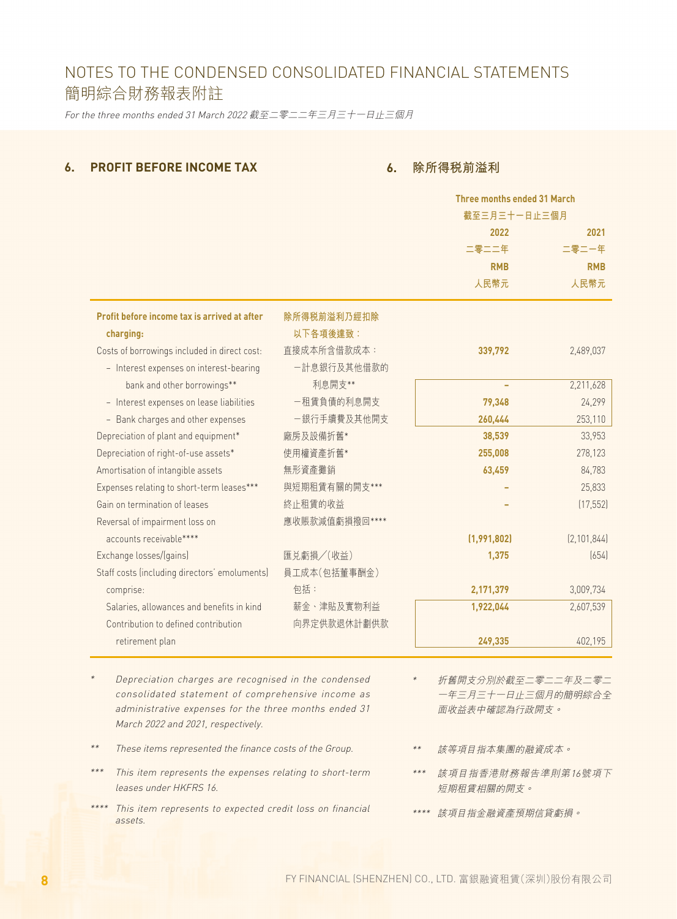# NOTES TO THE CONDENSED CONSOLIDATED FINANCIAL STATEMENTS
# 簡明綜合財務報表附註

*For the three months ended 31 March 2022 截至二零二二年三月三十一日止三個月*

## 6. PROFIT BEFORE INCOME TAX　6. 除所得稅前溢利

| | | Three months ended 31 March 截至三月三十一日止三個月 | |
|---|---|---|---|
| | | **2022** 二零二二年 **RMB** 人民幣元 | 2021 二零二一年 RMB 人民幣元 |
| **Profit before income tax is arrived at after charging:** | **除所得稅前溢利乃經扣除以下各項後達致：** | | |
| Costs of borrowings included in direct cost: | 直接成本所含借款成本： | **339,792** | 2,489,037 |
| – Interest expenses on interest-bearing bank and other borrowings** | －計息銀行及其他借款的利息開支** | **–** | 2,211,628 |
| – Interest expenses on lease liabilities | －租賃負債的利息開支 | **79,348** | 24,299 |
| – Bank charges and other expenses | －銀行手續費及其他開支 | **260,444** | 253,110 |
| Depreciation of plant and equipment* | 廠房及設備折舊* | **38,539** | 33,953 |
| Depreciation of right-of-use assets* | 使用權資產折舊* | **255,008** | 278,123 |
| Amortisation of intangible assets | 無形資產攤銷 | **63,459** | 84,783 |
| Expenses relating to short-term leases*** | 與短期租賃有關的開支*** | **–** | 25,833 |
| Gain on termination of leases | 終止租賃的收益 | **–** | (17,552) |
| Reversal of impairment loss on accounts receivable**** | 應收賬款減值虧損撥回**** | **(1,991,802)** | (2,101,844) |
| Exchange losses/(gains) | 匯兌虧損／(收益) | **1,375** | (654) |
| Staff costs (including directors' emoluments) comprise: | 員工成本(包括董事酬金)包括： | **2,171,379** | 3,009,734 |
| Salaries, allowances and benefits in kind | 薪金、津貼及實物利益 | **1,922,044** | 2,607,539 |
| Contribution to defined contribution retirement plan | 向界定供款退休計劃供款 | **249,335** | 402,195 |

\* *Depreciation charges are recognised in the condensed consolidated statement of comprehensive income as administrative expenses for the three months ended 31 March 2022 and 2021, respectively.*

\* *折舊開支分別於截至二零二二年及二零二一年三月三十一日止三個月的簡明綜合全面收益表中確認為行政開支。*

** *These items represented the finance costs of the Group.*

** *該等項目指本集團的融資成本。*

*** *This item represents the expenses relating to short-term leases under HKFRS 16.*

*** *該項目指香港財務報告準則第16號項下短期租賃相關的開支。*

**** *This item represents to expected credit loss on financial assets.*

**** *該項目指金融資產預期信貸虧損。*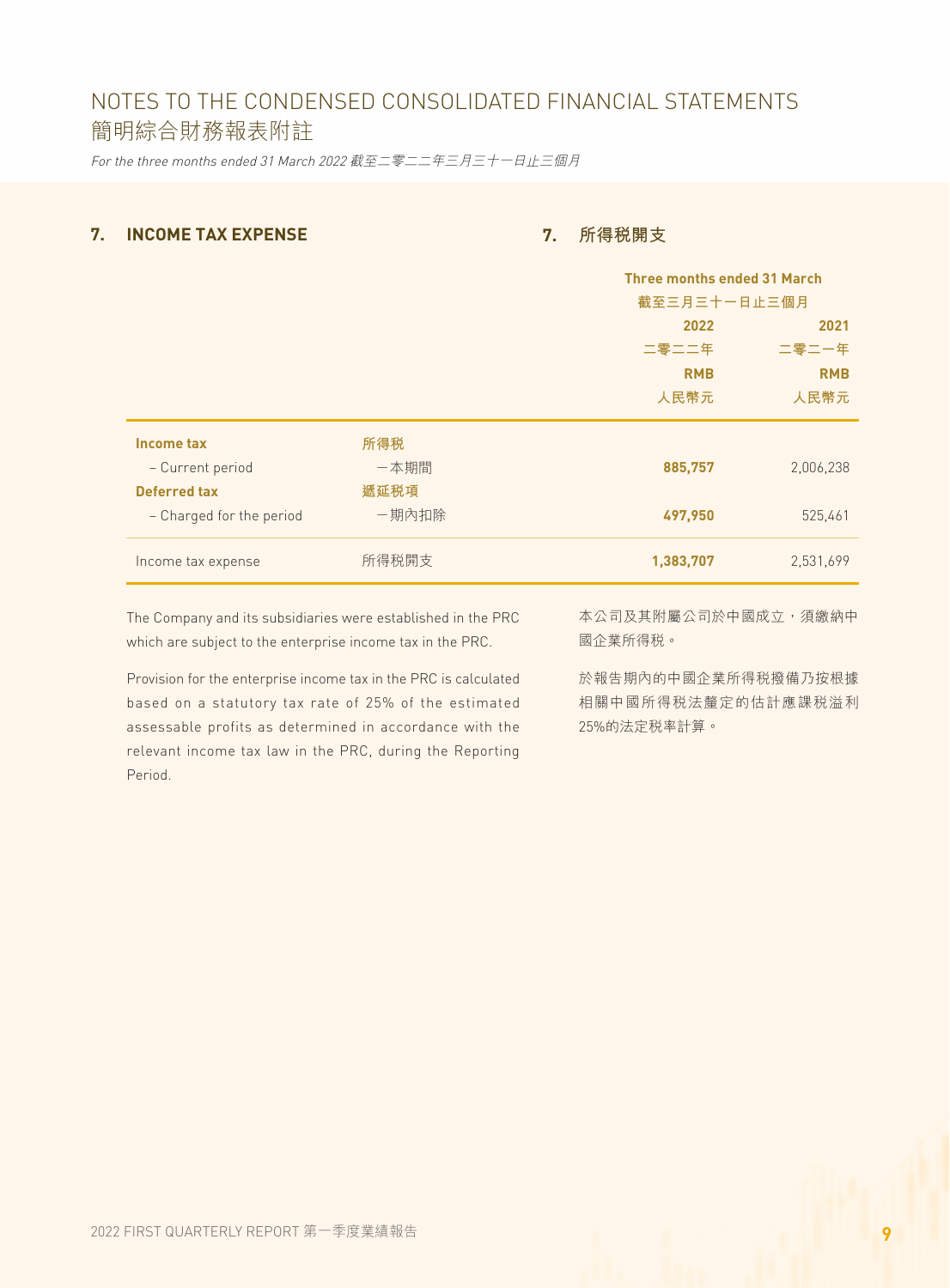# NOTES TO THE CONDENSED CONSOLIDATED FINANCIAL STATEMENTS
# 簡明綜合財務報表附註

*For the three months ended 31 March 2022 截至二零二二年三月三十一日止三個月*

## 7. INCOME TAX EXPENSE

## 7. 所得稅開支

| | | Three months ended 31 March 截至三月三十一日止三個月 | |
|---|---|---|---|
| | | **2022 二零二二年 RMB 人民幣元** | 2021 二零二一年 RMB 人民幣元 |
| **Income tax** | **所得稅** | | |
| – Current period | –本期間 | **885,757** | 2,006,238 |
| **Deferred tax** | **遞延稅項** | | |
| – Charged for the period | –期內扣除 | **497,950** | 525,461 |
| Income tax expense | 所得稅開支 | **1,383,707** | 2,531,699 |

The Company and its subsidiaries were established in the PRC which are subject to the enterprise income tax in the PRC.

Provision for the enterprise income tax in the PRC is calculated based on a statutory tax rate of 25% of the estimated assessable profits as determined in accordance with the relevant income tax law in the PRC, during the Reporting Period.

本公司及其附屬公司於中國成立，須繳納中國企業所得稅。

於報告期內的中國企業所得稅撥備乃按根據相關中國所得稅法釐定的估計應課稅溢利25%的法定稅率計算。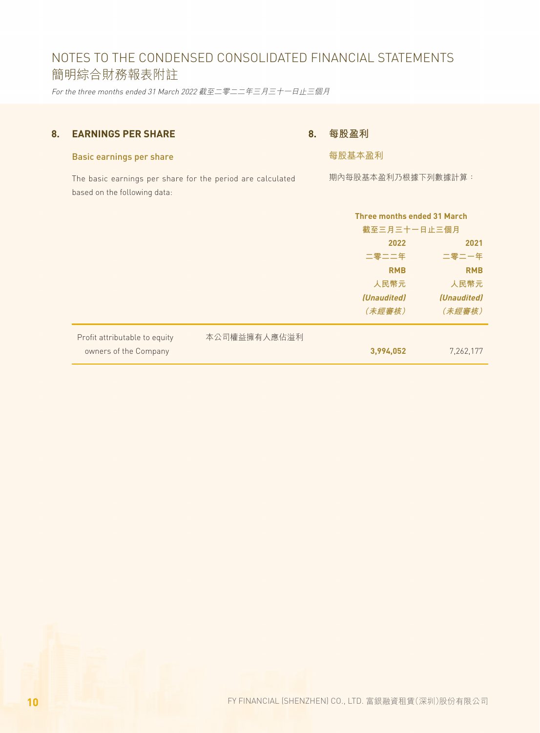## 8. EARNINGS PER SHARE

### Basic earnings per share

The basic earnings per share for the period are calculated based on the following data:

## 8. 每股盈利

### 每股基本盈利

期內每股基本盈利乃根據下列數據計算：

| | | Three months ended 31 March 截至三月三十一日止三個月 | |
|---|---|---|---|
| | | **2022** 二零二二年 **RMB** 人民幣元 ***(Unaudited)*** *（未經審核）* | **2021** 二零二一年 **RMB** 人民幣元 ***(Unaudited)*** *（未經審核）* |
| Profit attributable to equity owners of the Company | 本公司權益擁有人應佔溢利 | **3,994,052** | 7,262,177 |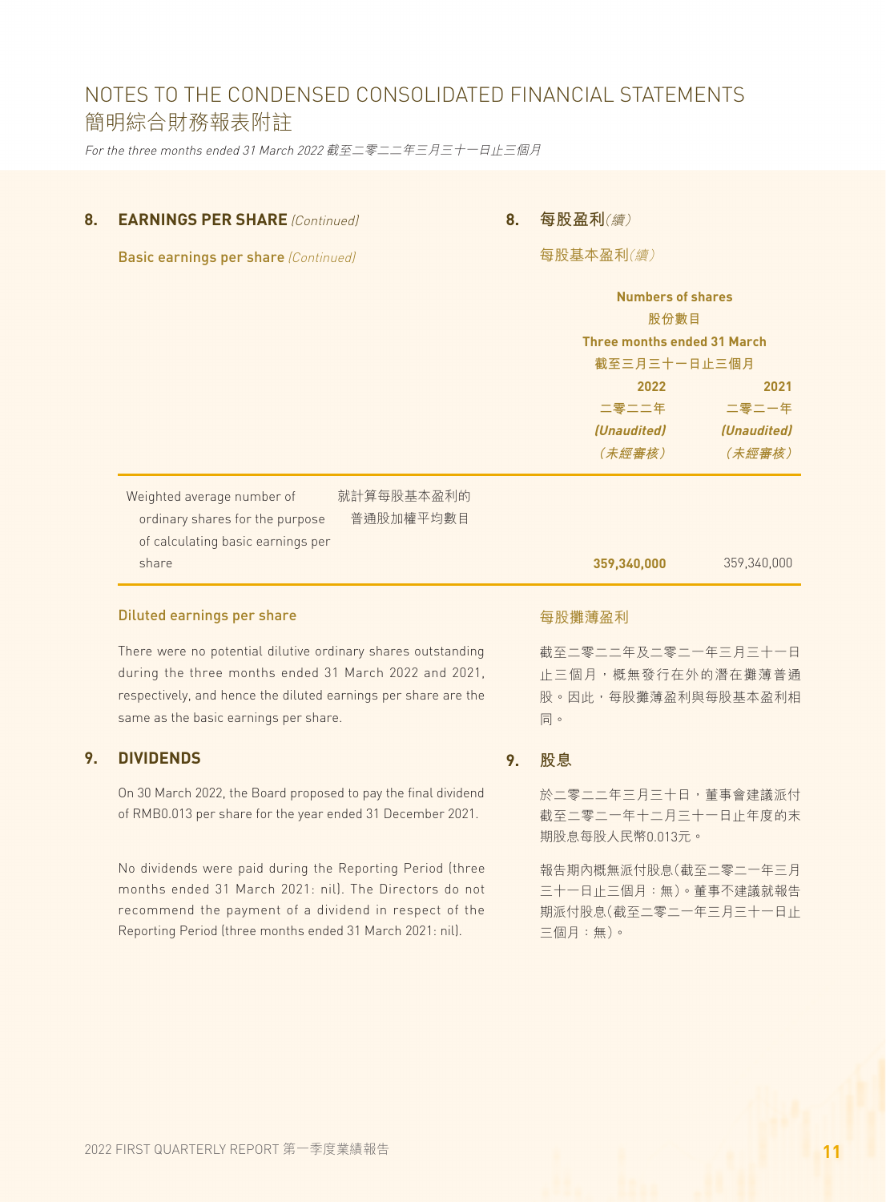# NOTES TO THE CONDENSED CONSOLIDATED FINANCIAL STATEMENTS
# 簡明綜合財務報表附註

*For the three months ended 31 March 2022 截至二零二二年三月三十一日止三個月*

## 8. EARNINGS PER SHARE *(Continued)* 每股盈利*(續)*

### Basic earnings per share *(Continued)* 每股基本盈利*(續)*

| | | Numbers of shares 股份數目 Three months ended 31 March 截至三月三十一日止三個月 | |
|---|---|---|---|
| | | **2022 二零二二年 *(Unaudited)* *(未經審核)*** | 2021 二零二一年 *(Unaudited)* *(未經審核)* |
| Weighted average number of ordinary shares for the purpose of calculating basic earnings per share | 就計算每股基本盈利的普通股加權平均數目 | **359,340,000** | 359,340,000 |

### Diluted earnings per share 每股攤薄盈利

There were no potential dilutive ordinary shares outstanding during the three months ended 31 March 2022 and 2021, respectively, and hence the diluted earnings per share are the same as the basic earnings per share.

截至二零二二年及二零二一年三月三十一日止三個月，概無發行在外的潛在攤薄普通股。因此，每股攤薄盈利與每股基本盈利相同。

## 9. DIVIDENDS 股息

On 30 March 2022, the Board proposed to pay the final dividend of RMB0.013 per share for the year ended 31 December 2021.

於二零二二年三月三十日，董事會建議派付截至二零二一年十二月三十一日止年度的末期股息每股人民幣0.013元。

No dividends were paid during the Reporting Period (three months ended 31 March 2021: nil). The Directors do not recommend the payment of a dividend in respect of the Reporting Period (three months ended 31 March 2021: nil).

報告期內概無派付股息(截至二零二一年三月三十一日止三個月：無)。董事不建議就報告期派付股息(截至二零二一年三月三十一日止三個月：無)。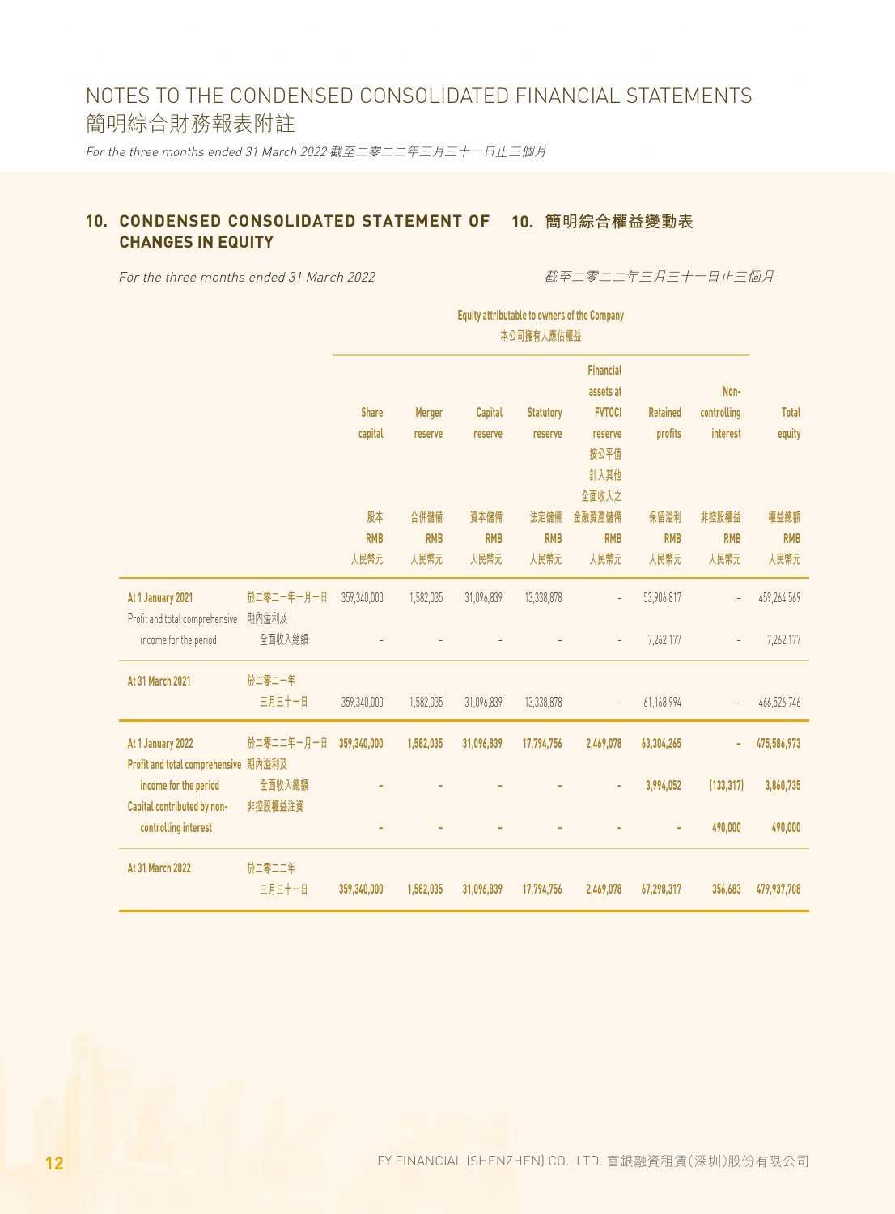# NOTES TO THE CONDENSED CONSOLIDATED FINANCIAL STATEMENTS
# 簡明綜合財務報表附註

*For the three months ended 31 March 2022 截至二零二二年三月三十一日止三個月*

## 10. CONDENSED CONSOLIDATED STATEMENT OF CHANGES IN EQUITY 10. 簡明綜合權益變動表

*For the three months ended 31 March 2022* *截至二零二二年三月三十一日止三個月*

| | | Equity attributable to owners of the Company 本公司擁有人應佔權益 | | | | | | | |
|---|---|---|---|---|---|---|---|---|---|
| | | Share capital 股本 RMB 人民幣元 | Merger reserve 合併儲備 RMB 人民幣元 | Capital reserve 資本儲備 RMB 人民幣元 | Statutory reserve 法定儲備 RMB 人民幣元 | Financial assets at FVTOCI reserve 按公平值計入其他全面收入之金融資產儲備 RMB 人民幣元 | Retained profits 保留溢利 RMB 人民幣元 | Non-controlling interest 非控股權益 RMB 人民幣元 | Total equity 權益總額 RMB 人民幣元 |
| At 1 January 2021 | 於二零二一年一月一日 | 359,340,000 | 1,582,035 | 31,096,839 | 13,338,878 | – | 53,906,817 | – | 459,264,569 |
| Profit and total comprehensive income for the period | 期內溢利及全面收入總額 | – | – | – | – | – | 7,262,177 | – | 7,262,177 |
| At 31 March 2021 | 於二零二一年三月三十一日 | 359,340,000 | 1,582,035 | 31,096,839 | 13,338,878 | – | 61,168,994 | – | 466,526,746 |
| **At 1 January 2022** | **於二零二二年一月一日** | **359,340,000** | **1,582,035** | **31,096,839** | **17,794,756** | **2,469,078** | **63,304,265** | **–** | **475,586,973** |
| **Profit and total comprehensive income for the period** | **期內溢利及全面收入總額** | **–** | **–** | **–** | **–** | **–** | **3,994,052** | **(133,317)** | **3,860,735** |
| **Capital contributed by non-controlling interest** | **非控股權益注資** | **–** | **–** | **–** | **–** | **–** | **–** | **490,000** | **490,000** |
| **At 31 March 2022** | **於二零二二年三月三十一日** | **359,340,000** | **1,582,035** | **31,096,839** | **17,794,756** | **2,469,078** | **67,298,317** | **356,683** | **479,937,708** |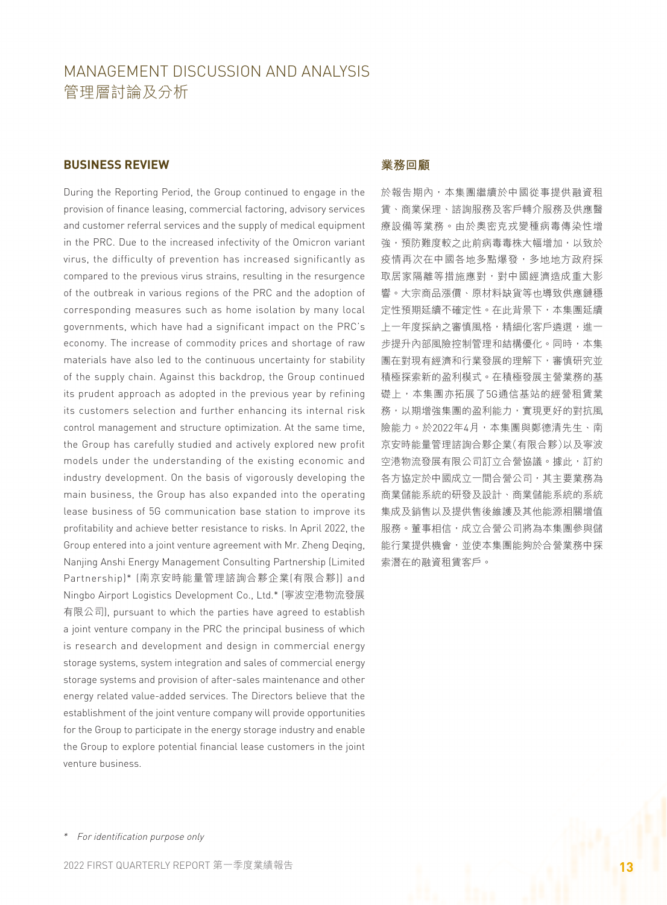# MANAGEMENT DISCUSSION AND ANALYSIS
# 管理層討論及分析

## BUSINESS REVIEW

During the Reporting Period, the Group continued to engage in the provision of finance leasing, commercial factoring, advisory services and customer referral services and the supply of medical equipment in the PRC. Due to the increased infectivity of the Omicron variant virus, the difficulty of prevention has increased significantly as compared to the previous virus strains, resulting in the resurgence of the outbreak in various regions of the PRC and the adoption of corresponding measures such as home isolation by many local governments, which have had a significant impact on the PRC's economy. The increase of commodity prices and shortage of raw materials have also led to the continuous uncertainty for stability of the supply chain. Against this backdrop, the Group continued its prudent approach as adopted in the previous year by refining its customers selection and further enhancing its internal risk control management and structure optimization. At the same time, the Group has carefully studied and actively explored new profit models under the understanding of the existing economic and industry development. On the basis of vigorously developing the main business, the Group has also expanded into the operating lease business of 5G communication base station to improve its profitability and achieve better resistance to risks. In April 2022, the Group entered into a joint venture agreement with Mr. Zheng Deqing, Nanjing Anshi Energy Management Consulting Partnership (Limited Partnership)* (南京安時能量管理諮詢合夥企業(有限合夥)) and Ningbo Airport Logistics Development Co., Ltd.* (寧波空港物流發展有限公司), pursuant to which the parties have agreed to establish a joint venture company in the PRC the principal business of which is research and development and design in commercial energy storage systems, system integration and sales of commercial energy storage systems and provision of after-sales maintenance and other energy related value-added services. The Directors believe that the establishment of the joint venture company will provide opportunities for the Group to participate in the energy storage industry and enable the Group to explore potential financial lease customers in the joint venture business.

## 業務回顧

於報告期內，本集團繼續於中國從事提供融資租賃、商業保理、諮詢服務及客戶轉介服務及供應醫療設備等業務。由於奧密克戎變種病毒傳染性增強，預防難度較之此前病毒毒株大幅增加，以致於疫情再次在中國各地多點爆發，多地地方政府採取居家隔離等措施應對，對中國經濟造成重大影響。大宗商品漲價、原材料缺貨等也導致供應鏈穩定性預期延續不確定性。在此背景下，本集團延續上一年度採納之審慎風格，精細化客戶遴選，進一步提升內部風險控制管理和結構優化。同時，本集團在對現有經濟和行業發展的理解下，審慎研究並積極探索新的盈利模式。在積極發展主營業務的基礎上，本集團亦拓展了5G通信基站的經營租賃業務，以期增強集團的盈利能力，實現更好的對抗風險能力。於2022年4月，本集團與鄭德清先生、南京安時能量管理諮詢合夥企業(有限合夥)以及寧波空港物流發展有限公司訂立合營協議。據此，訂約各方協定於中國成立一間合營公司，其主要業務為商業儲能系統的研發及設計、商業儲能系統的系統集成及銷售以及提供售後維護及其他能源相關增值服務。董事相信，成立合營公司將為本集團參與儲能行業提供機會，並使本集團能夠於合營業務中探索潛在的融資租賃客戶。

* For identification purpose only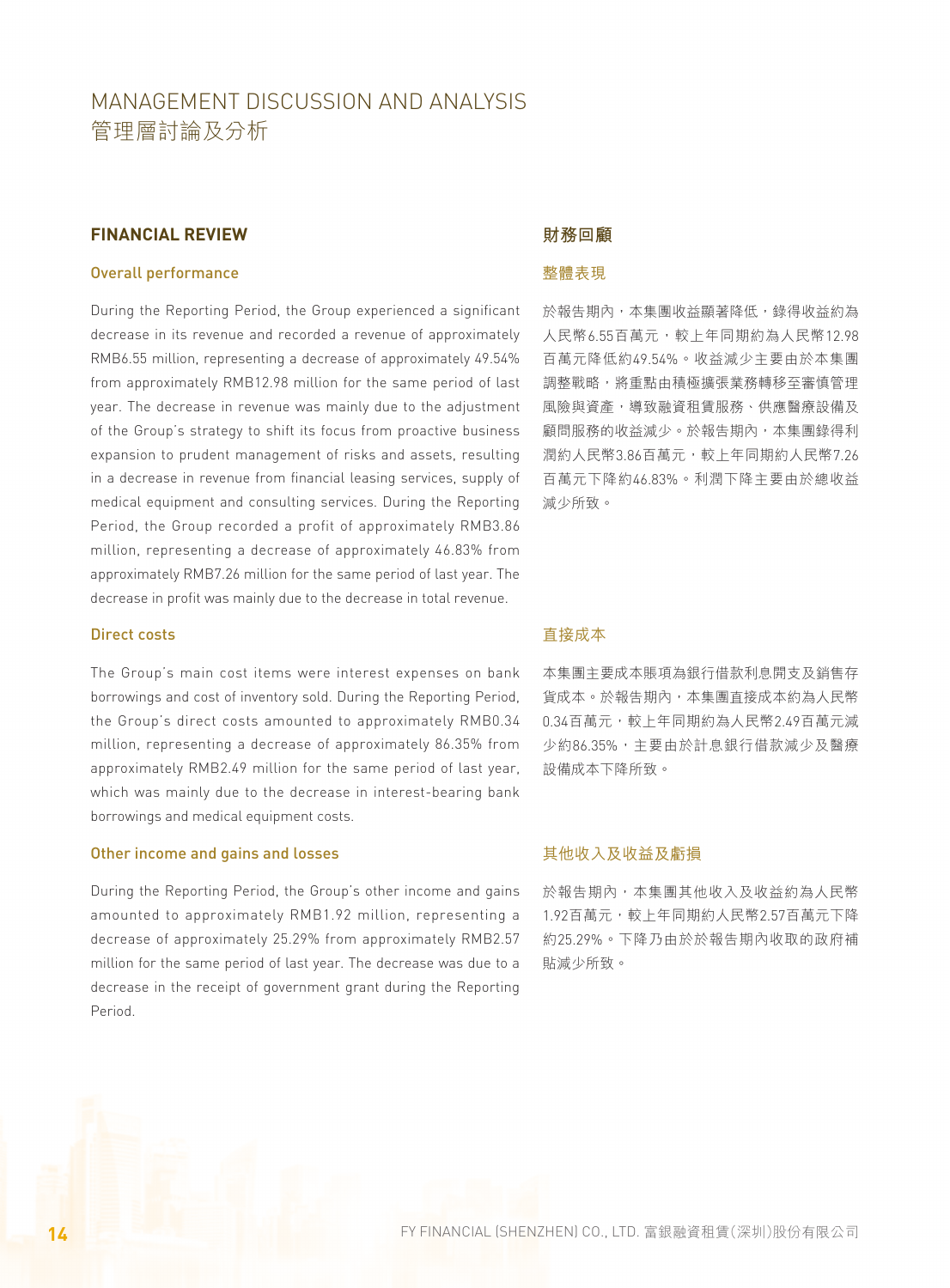# MANAGEMENT DISCUSSION AND ANALYSIS
# 管理層討論及分析

## FINANCIAL REVIEW

### Overall performance

During the Reporting Period, the Group experienced a significant decrease in its revenue and recorded a revenue of approximately RMB6.55 million, representing a decrease of approximately 49.54% from approximately RMB12.98 million for the same period of last year. The decrease in revenue was mainly due to the adjustment of the Group's strategy to shift its focus from proactive business expansion to prudent management of risks and assets, resulting in a decrease in revenue from financial leasing services, supply of medical equipment and consulting services. During the Reporting Period, the Group recorded a profit of approximately RMB3.86 million, representing a decrease of approximately 46.83% from approximately RMB7.26 million for the same period of last year. The decrease in profit was mainly due to the decrease in total revenue.

### Direct costs

The Group's main cost items were interest expenses on bank borrowings and cost of inventory sold. During the Reporting Period, the Group's direct costs amounted to approximately RMB0.34 million, representing a decrease of approximately 86.35% from approximately RMB2.49 million for the same period of last year, which was mainly due to the decrease in interest-bearing bank borrowings and medical equipment costs.

### Other income and gains and losses

During the Reporting Period, the Group's other income and gains amounted to approximately RMB1.92 million, representing a decrease of approximately 25.29% from approximately RMB2.57 million for the same period of last year. The decrease was due to a decrease in the receipt of government grant during the Reporting Period.

## 財務回顧

### 整體表現

於報告期內，本集團收益顯著降低，錄得收益約為人民幣6.55百萬元，較上年同期約為人民幣12.98百萬元降低約49.54%。收益減少主要由於本集團調整戰略，將重點由積極擴張業務轉移至審慎管理風險與資產，導致融資租賃服務、供應醫療設備及顧問服務的收益減少。於報告期內，本集團錄得利潤約人民幣3.86百萬元，較上年同期約人民幣7.26百萬元下降約46.83%。利潤下降主要由於總收益減少所致。

### 直接成本

本集團主要成本賬項為銀行借款利息開支及銷售存貨成本。於報告期內，本集團直接成本約為人民幣0.34百萬元，較上年同期約為人民幣2.49百萬元減少約86.35%，主要由於計息銀行借款減少及醫療設備成本下降所致。

### 其他收入及收益及虧損

於報告期內，本集團其他收入及收益約為人民幣1.92百萬元，較上年同期約人民幣2.57百萬元下降約25.29%。下降乃由於於報告期內收取的政府補貼減少所致。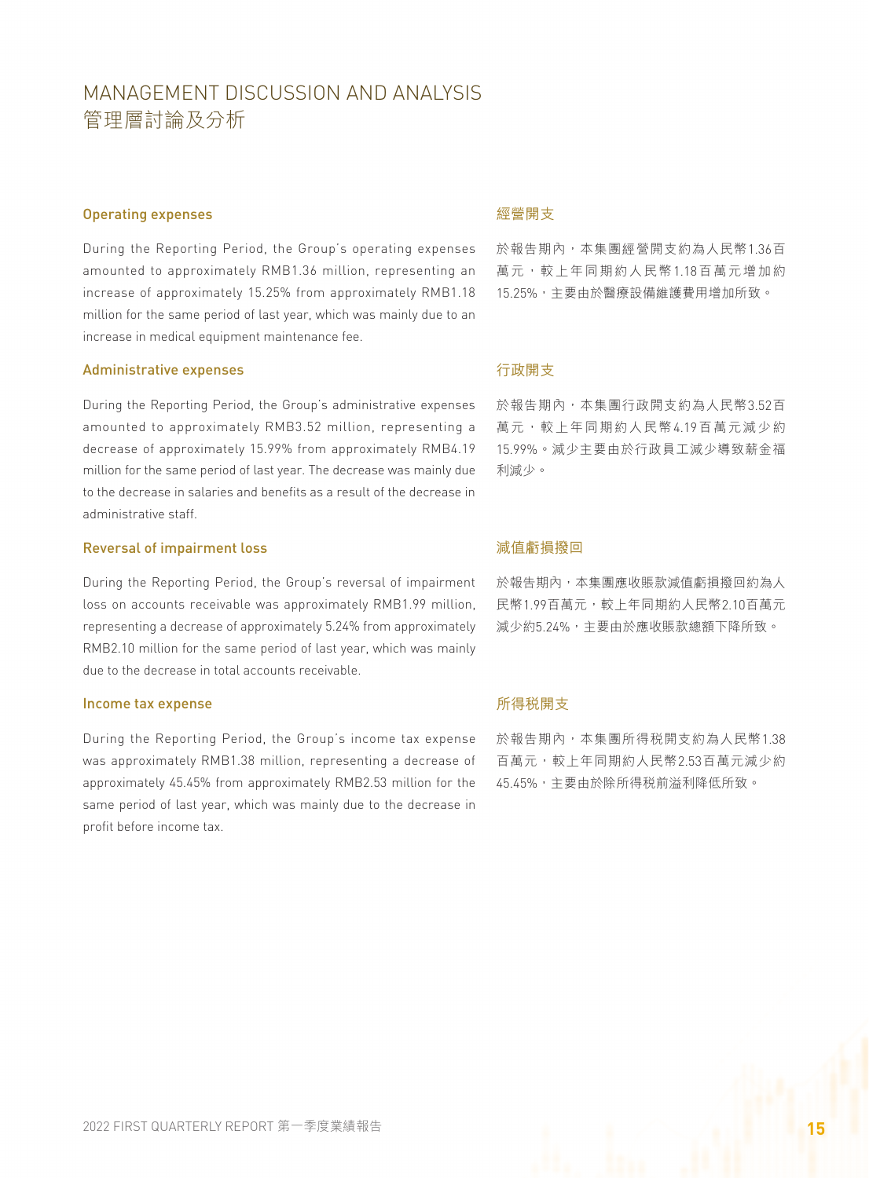# MANAGEMENT DISCUSSION AND ANALYSIS
# 管理層討論及分析

### Operating expenses

During the Reporting Period, the Group's operating expenses amounted to approximately RMB1.36 million, representing an increase of approximately 15.25% from approximately RMB1.18 million for the same period of last year, which was mainly due to an increase in medical equipment maintenance fee.

### 經營開支

於報告期內，本集團經營開支約為人民幣1.36百萬元，較上年同期約人民幣1.18百萬元增加約15.25%，主要由於醫療設備維護費用增加所致。

### Administrative expenses

During the Reporting Period, the Group's administrative expenses amounted to approximately RMB3.52 million, representing a decrease of approximately 15.99% from approximately RMB4.19 million for the same period of last year. The decrease was mainly due to the decrease in salaries and benefits as a result of the decrease in administrative staff.

### 行政開支

於報告期內，本集團行政開支約為人民幣3.52百萬元，較上年同期約人民幣4.19百萬元減少約15.99%。減少主要由於行政員工減少導致薪金福利減少。

### Reversal of impairment loss

During the Reporting Period, the Group's reversal of impairment loss on accounts receivable was approximately RMB1.99 million, representing a decrease of approximately 5.24% from approximately RMB2.10 million for the same period of last year, which was mainly due to the decrease in total accounts receivable.

### 減值虧損撥回

於報告期內，本集團應收賬款減值虧損撥回約為人民幣1.99百萬元，較上年同期約人民幣2.10百萬元減少約5.24%，主要由於應收賬款總額下降所致。

### Income tax expense

During the Reporting Period, the Group's income tax expense was approximately RMB1.38 million, representing a decrease of approximately 45.45% from approximately RMB2.53 million for the same period of last year, which was mainly due to the decrease in profit before income tax.

### 所得稅開支

於報告期內，本集團所得稅開支約為人民幣1.38百萬元，較上年同期約人民幣2.53百萬元減少約45.45%，主要由於除所得稅前溢利降低所致。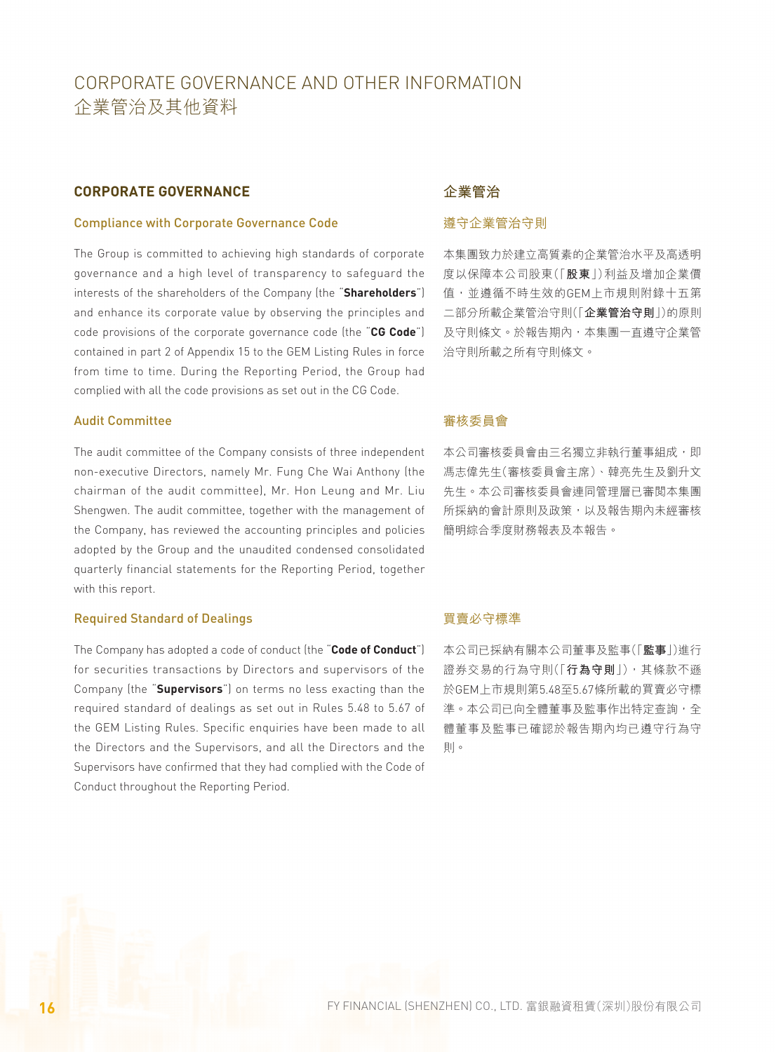# CORPORATE GOVERNANCE AND OTHER INFORMATION
# 企業管治及其他資料

## CORPORATE GOVERNANCE

### Compliance with Corporate Governance Code

The Group is committed to achieving high standards of corporate governance and a high level of transparency to safeguard the interests of the shareholders of the Company (the "**Shareholders**") and enhance its corporate value by observing the principles and code provisions of the corporate governance code (the "**CG Code**") contained in part 2 of Appendix 15 to the GEM Listing Rules in force from time to time. During the Reporting Period, the Group had complied with all the code provisions as set out in the CG Code.

### Audit Committee

The audit committee of the Company consists of three independent non-executive Directors, namely Mr. Fung Che Wai Anthony (the chairman of the audit committee), Mr. Hon Leung and Mr. Liu Shengwen. The audit committee, together with the management of the Company, has reviewed the accounting principles and policies adopted by the Group and the unaudited condensed consolidated quarterly financial statements for the Reporting Period, together with this report.

### Required Standard of Dealings

The Company has adopted a code of conduct (the "**Code of Conduct**") for securities transactions by Directors and supervisors of the Company (the "**Supervisors**") on terms no less exacting than the required standard of dealings as set out in Rules 5.48 to 5.67 of the GEM Listing Rules. Specific enquiries have been made to all the Directors and the Supervisors, and all the Directors and the Supervisors have confirmed that they had complied with the Code of Conduct throughout the Reporting Period.

## 企業管治

### 遵守企業管治守則

本集團致力於建立高質素的企業管治水平及高透明度以保障本公司股東(「**股東**」)利益及增加企業價值，並遵循不時生效的GEM上市規則附錄十五第二部分所載企業管治守則(「**企業管治守則**」)的原則及守則條文。於報告期內，本集團一直遵守企業管治守則所載之所有守則條文。

### 審核委員會

本公司審核委員會由三名獨立非執行董事組成，即馮志偉先生(審核委員會主席)、韓亮先生及劉升文先生。本公司審核委員會連同管理層已審閱本集團所採納的會計原則及政策，以及報告期內未經審核簡明綜合季度財務報表及本報告。

### 買賣必守標準

本公司已採納有關本公司董事及監事(「**監事**」)進行證券交易的行為守則(「**行為守則**」)，其條款不遜於GEM上市規則第5.48至5.67條所載的買賣必守標準。本公司已向全體董事及監事作出特定查詢，全體董事及監事已確認於報告期內均已遵守行為守則。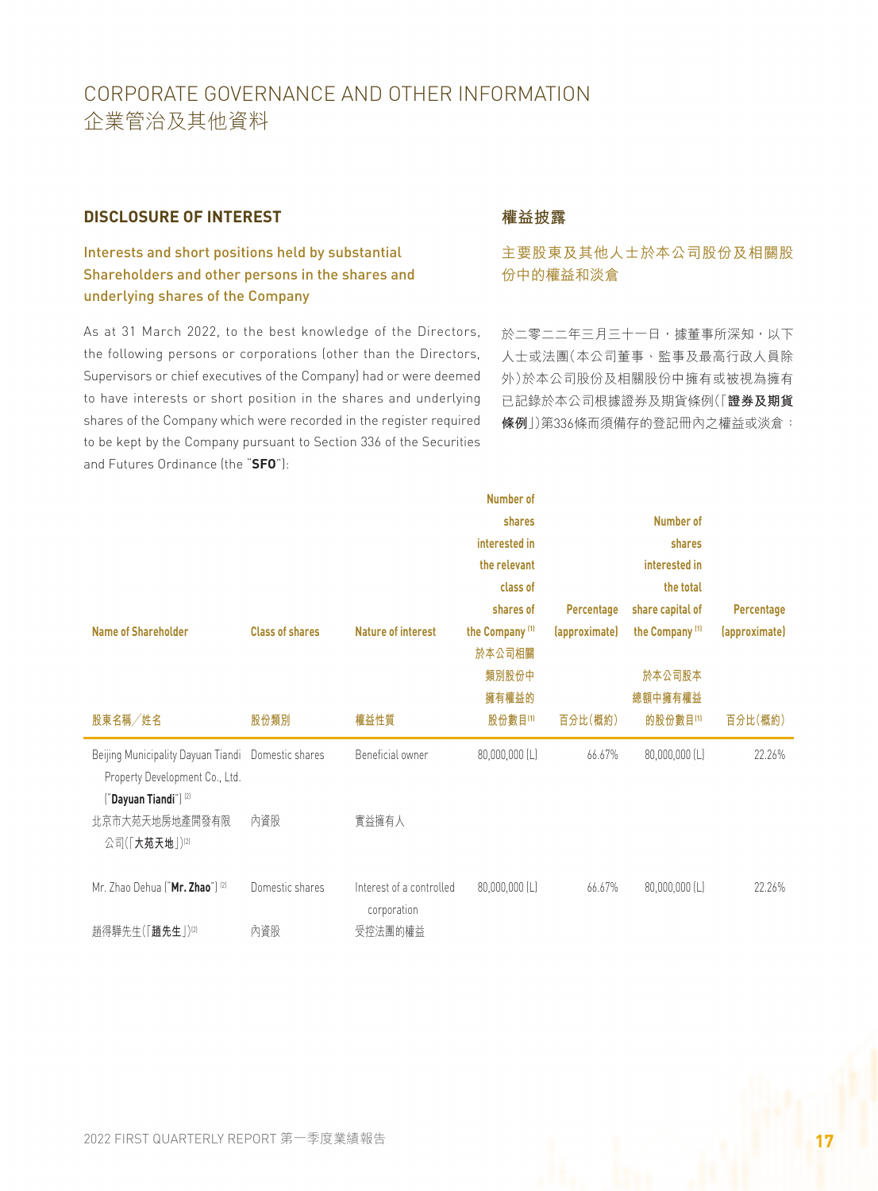# CORPORATE GOVERNANCE AND OTHER INFORMATION
# 企業管治及其他資料

## DISCLOSURE OF INTEREST

### Interests and short positions held by substantial Shareholders and other persons in the shares and underlying shares of the Company

As at 31 March 2022, to the best knowledge of the Directors, the following persons or corporations (other than the Directors, Supervisors or chief executives of the Company) had or were deemed to have interests or short position in the shares and underlying shares of the Company which were recorded in the register required to be kept by the Company pursuant to Section 336 of the Securities and Futures Ordinance (the "**SFO**"):

## 權益披露

### 主要股東及其他人士於本公司股份及相關股份中的權益和淡倉

於二零二二年三月三十一日，據董事所深知，以下人士或法團（本公司董事、監事及最高行政人員除外）於本公司股份及相關股份中擁有或被視為擁有已記錄於本公司根據證券及期貨條例（「**證券及期貨條例**」）第336條而須備存的登記冊內之權益或淡倉：

| Name of Shareholder<br>股東名稱／姓名 | Class of shares<br>股份類別 | Nature of interest<br>權益性質 | Number of shares interested in the relevant class of shares of the Company [1]<br>於本公司相關類別股份中擁有權益的股份數目[1] | Percentage (approximate)<br>百分比（概約） | Number of shares interested in the total share capital of the Company [1]<br>於本公司股本總額中擁有權益的股份數目[1] | Percentage (approximate)<br>百分比（概約） |
|---|---|---|---|---|---|---|
| Beijing Municipality Dayuan Tiandi Property Development Co., Ltd. ("**Dayuan Tiandi**") [2]<br>北京市大苑天地房地產開發有限公司（「**大苑天地**」）[2] | Domestic shares<br>內資股 | Beneficial owner<br>實益擁有人 | 80,000,000 (L) | 66.67% | 80,000,000 (L) | 22.26% |
| Mr. Zhao Dehua ("**Mr. Zhao**") [2]<br>趙得驊先生（「**趙先生**」）[2] | Domestic shares<br>內資股 | Interest of a controlled corporation<br>受控法團的權益 | 80,000,000 (L) | 66.67% | 80,000,000 (L) | 22.26% |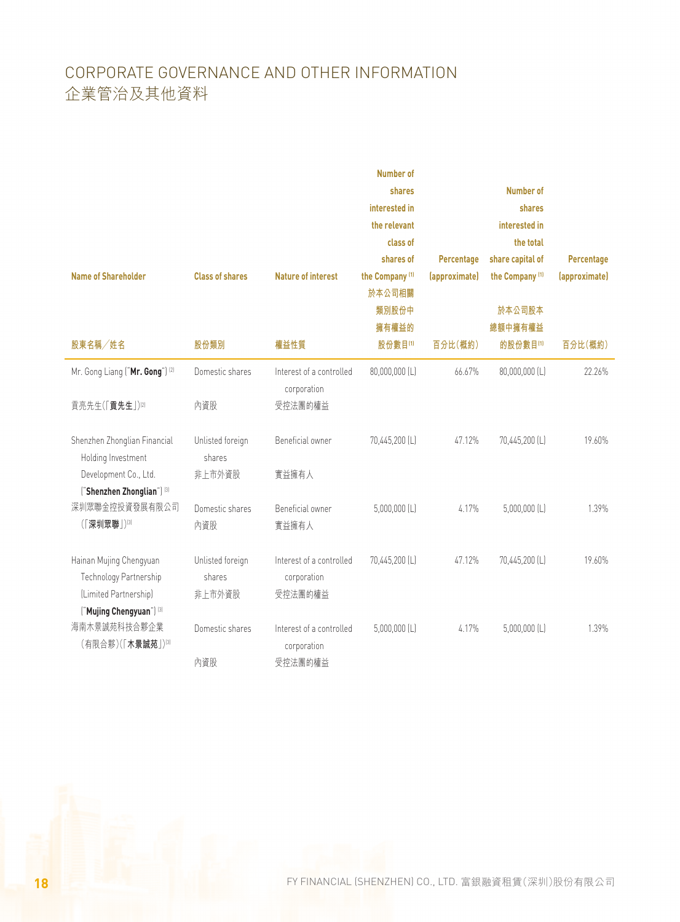# CORPORATE GOVERNANCE AND OTHER INFORMATION
# 企業管治及其他資料

| Name of Shareholder<br>股東名稱╱姓名 | Class of shares<br>股份類別 | Nature of interest<br>權益性質 | Number of shares interested in the relevant class of shares of the Company [1]<br>於本公司相關類別股份中擁有權益的股份數目[1] | Percentage (approximate)<br>百分比(概約) | Number of shares interested in the total share capital of the Company [1]<br>於本公司股本總額中擁有權益的股份數目[1] | Percentage (approximate)<br>百分比(概約) |
|---|---|---|---|---|---|---|
| Mr. Gong Liang ("**Mr. Gong**") [2]<br>貢亮先生(「**貢先生**」)[2] | Domestic shares<br>內資股 | Interest of a controlled corporation<br>受控法團的權益 | 80,000,000 (L) | 66.67% | 80,000,000 (L) | 22.26% |
| Shenzhen Zhonglian Financial Holding Investment Development Co., Ltd. ("**Shenzhen Zhonglian**") [3]<br>深圳眾聯金控投資發展有限公司(「**深圳眾聯**」)[3] | Unlisted foreign shares<br>非上市外資股 | Beneficial owner<br>實益擁有人 | 70,445,200 (L) | 47.12% | 70,445,200 (L) | 19.60% |
| | Domestic shares<br>內資股 | Beneficial owner<br>實益擁有人 | 5,000,000 (L) | 4.17% | 5,000,000 (L) | 1.39% |
| Hainan Mujing Chengyuan Technology Partnership (Limited Partnership) ("**Mujing Chengyuan**") [3]<br>海南木景誠苑科技合夥企業(有限合夥)(「**木景誠苑**」)[3] | Unlisted foreign shares<br>非上市外資股 | Interest of a controlled corporation<br>受控法團的權益 | 70,445,200 (L) | 47.12% | 70,445,200 (L) | 19.60% |
| | Domestic shares<br>內資股 | Interest of a controlled corporation<br>受控法團的權益 | 5,000,000 (L) | 4.17% | 5,000,000 (L) | 1.39% |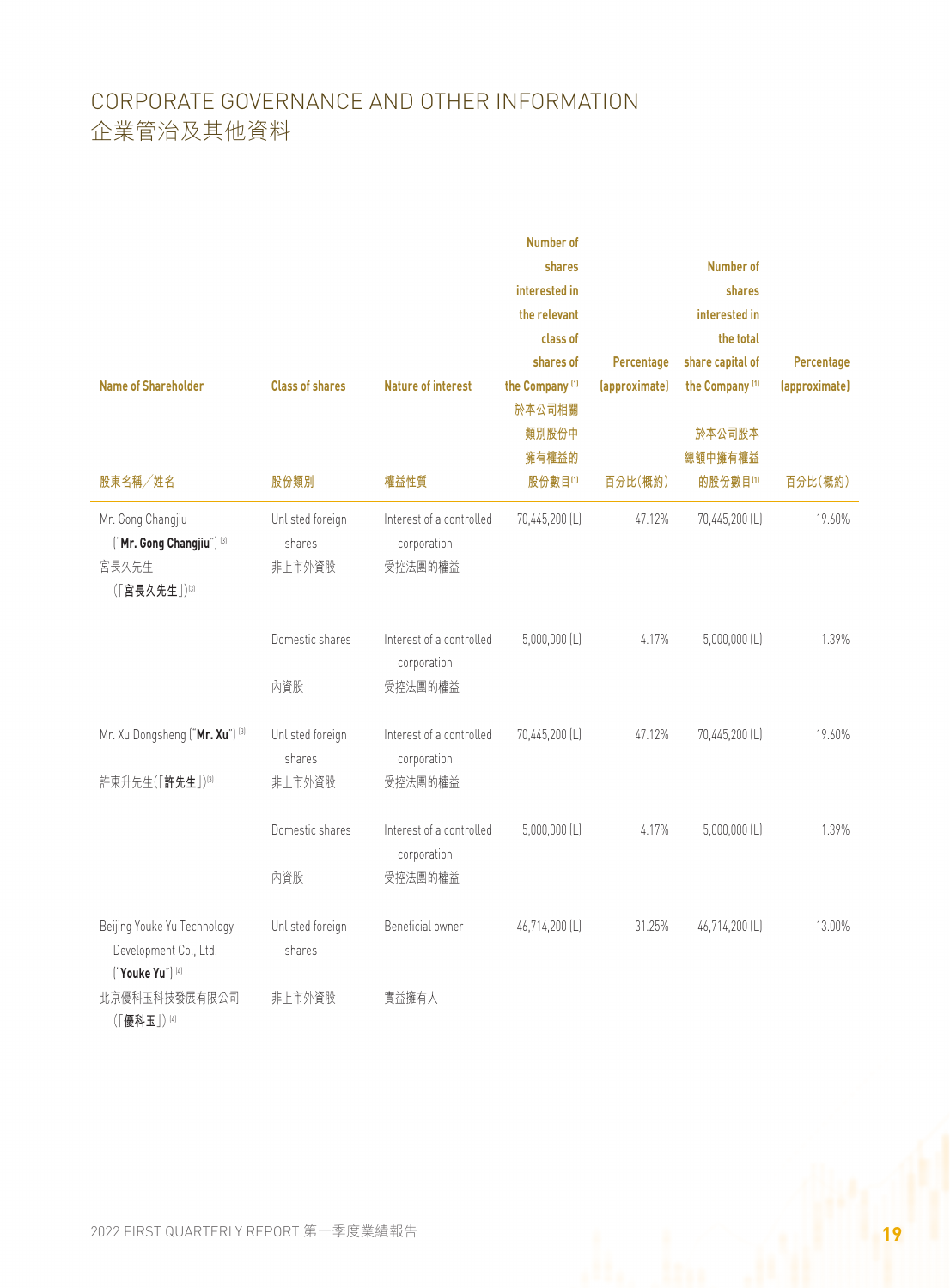# CORPORATE GOVERNANCE AND OTHER INFORMATION
# 企業管治及其他資料

| Name of Shareholder<br>股東名稱／姓名 | Class of shares<br>股份類別 | Nature of interest<br>權益性質 | Number of shares interested in the relevant class of shares of the Company [1]<br>於本公司相關類別股份中擁有權益的股份數目[1] | Percentage (approximate)<br>百分比(概約) | Number of shares interested in the total share capital of the Company [1]<br>於本公司股本總額中擁有權益的股份數目[1] | Percentage (approximate)<br>百分比(概約) |
|---|---|---|---|---|---|---|
| Mr. Gong Changjiu ("**Mr. Gong Changjiu**") [3]<br>宮長久先生(「**宮長久先生**」)[3] | Unlisted foreign shares<br>非上市外資股 | Interest of a controlled corporation<br>受控法團的權益 | 70,445,200 (L) | 47.12% | 70,445,200 (L) | 19.60% |
| | Domestic shares<br>內資股 | Interest of a controlled corporation<br>受控法團的權益 | 5,000,000 (L) | 4.17% | 5,000,000 (L) | 1.39% |
| Mr. Xu Dongsheng ("**Mr. Xu**") [3]<br>許東升先生(「**許先生**」)[3] | Unlisted foreign shares<br>非上市外資股 | Interest of a controlled corporation<br>受控法團的權益 | 70,445,200 (L) | 47.12% | 70,445,200 (L) | 19.60% |
| | Domestic shares<br>內資股 | Interest of a controlled corporation<br>受控法團的權益 | 5,000,000 (L) | 4.17% | 5,000,000 (L) | 1.39% |
| Beijing Youke Yu Technology Development Co., Ltd. ("**Youke Yu**") [4]<br>北京優科玉科技發展有限公司(「**優科玉**」)[4] | Unlisted foreign shares<br>非上市外資股 | Beneficial owner<br>實益擁有人 | 46,714,200 (L) | 31.25% | 46,714,200 (L) | 13.00% |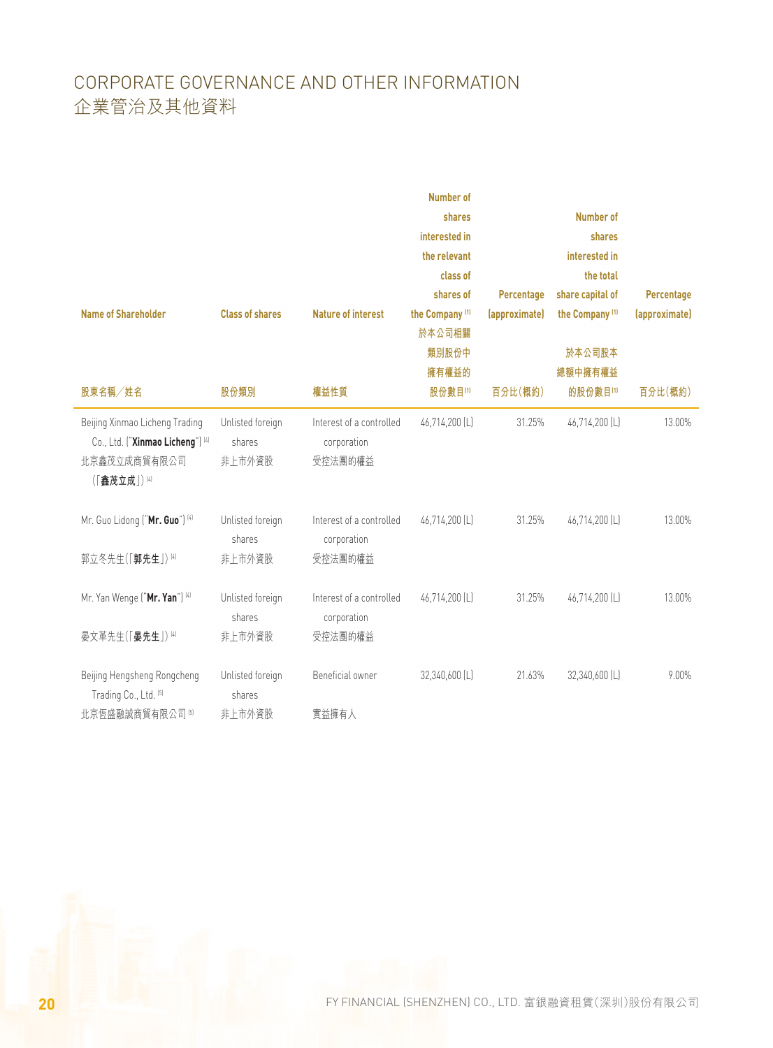# CORPORATE GOVERNANCE AND OTHER INFORMATION
# 企業管治及其他資料

| Name of Shareholder<br>股東名稱／姓名 | Class of shares<br>股份類別 | Nature of interest<br>權益性質 | Number of shares interested in the relevant class of shares of the Company [1]<br>於本公司相關類別股份中擁有權益的股份數目[1] | Percentage (approximate)<br>百分比(概約) | Number of shares interested in the total share capital of the Company [1]<br>於本公司股本總額中擁有權益的股份數目[1] | Percentage (approximate)<br>百分比(概約) |
|---|---|---|---|---|---|---|
| Beijing Xinmao Licheng Trading Co., Ltd. ("**Xinmao Licheng**") [4]<br>北京鑫茂立成商貿有限公司(「**鑫茂立成**」) [4] | Unlisted foreign shares<br>非上市外資股 | Interest of a controlled corporation<br>受控法團的權益 | 46,714,200 (L) | 31.25% | 46,714,200 (L) | 13.00% |
| Mr. Guo Lidong ("**Mr. Guo**") [4]<br>郭立冬先生(「**郭先生**」) [4] | Unlisted foreign shares<br>非上市外資股 | Interest of a controlled corporation<br>受控法團的權益 | 46,714,200 (L) | 31.25% | 46,714,200 (L) | 13.00% |
| Mr. Yan Wenge ("**Mr. Yan**") [4]<br>晏文革先生(「**晏先生**」) [4] | Unlisted foreign shares<br>非上市外資股 | Interest of a controlled corporation<br>受控法團的權益 | 46,714,200 (L) | 31.25% | 46,714,200 (L) | 13.00% |
| Beijing Hengsheng Rongcheng Trading Co., Ltd. [5]<br>北京恒盛融誠商貿有限公司 [5] | Unlisted foreign shares<br>非上市外資股 | Beneficial owner<br>實益擁有人 | 32,340,600 (L) | 21.63% | 32,340,600 (L) | 9.00% |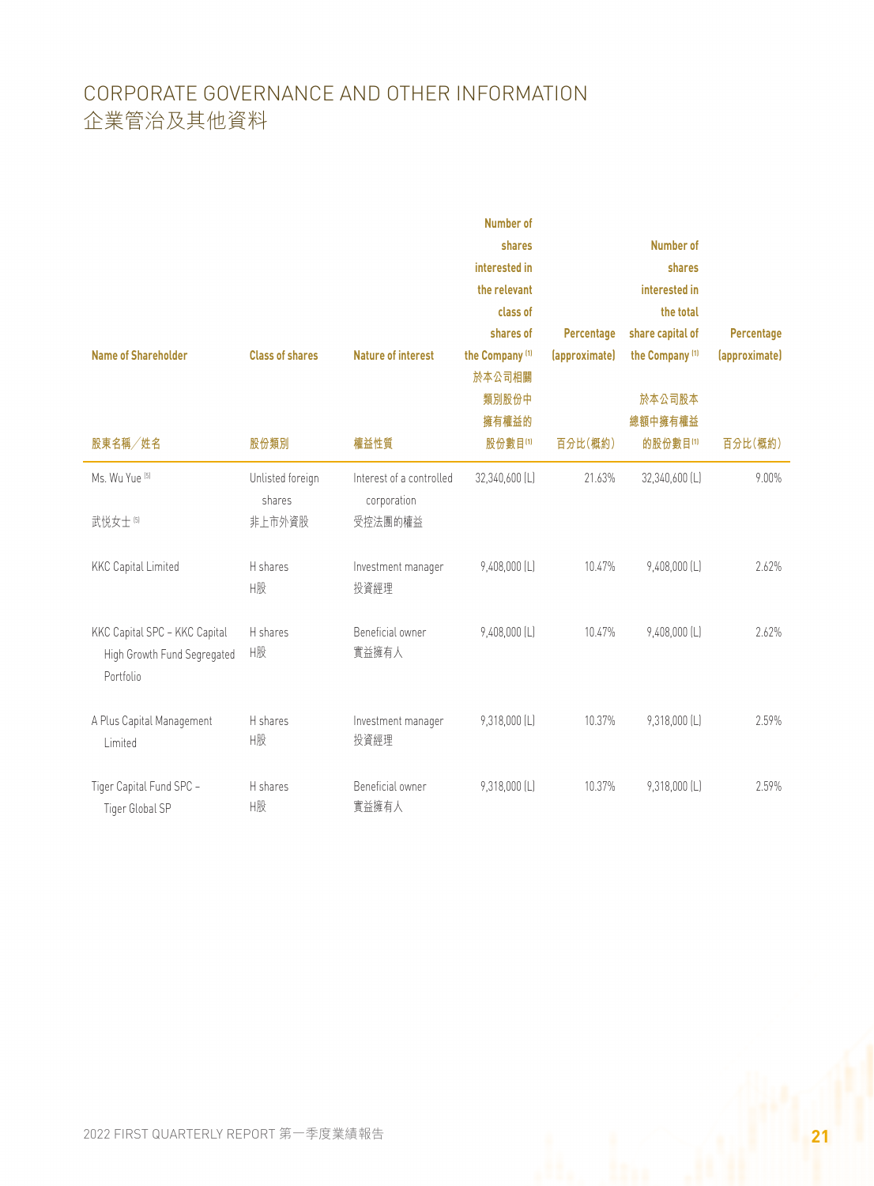# CORPORATE GOVERNANCE AND OTHER INFORMATION
# 企業管治及其他資料

| Name of Shareholder<br>股東名稱╱姓名 | Class of shares<br>股份類別 | Nature of interest<br>權益性質 | Number of shares interested in the relevant class of shares of the Company [1]<br>於本公司相關類別股份中擁有權益的股份數目[1] | Percentage (approximate)<br>百分比(概約) | Number of shares interested in the total share capital of the Company [1]<br>於本公司股本總額中擁有權益的股份數目[1] | Percentage (approximate)<br>百分比(概約) |
|---|---|---|---|---|---|---|
| Ms. Wu Yue [5]<br>武悅女士[5] | Unlisted foreign shares<br>非上市外資股 | Interest of a controlled corporation<br>受控法團的權益 | 32,340,600 (L) | 21.63% | 32,340,600 (L) | 9.00% |
| KKC Capital Limited | H shares<br>H股 | Investment manager<br>投資經理 | 9,408,000 (L) | 10.47% | 9,408,000 (L) | 2.62% |
| KKC Capital SPC – KKC Capital High Growth Fund Segregated Portfolio | H shares<br>H股 | Beneficial owner<br>實益擁有人 | 9,408,000 (L) | 10.47% | 9,408,000 (L) | 2.62% |
| A Plus Capital Management Limited | H shares<br>H股 | Investment manager<br>投資經理 | 9,318,000 (L) | 10.37% | 9,318,000 (L) | 2.59% |
| Tiger Capital Fund SPC – Tiger Global SP | H shares<br>H股 | Beneficial owner<br>實益擁有人 | 9,318,000 (L) | 10.37% | 9,318,000 (L) | 2.59% |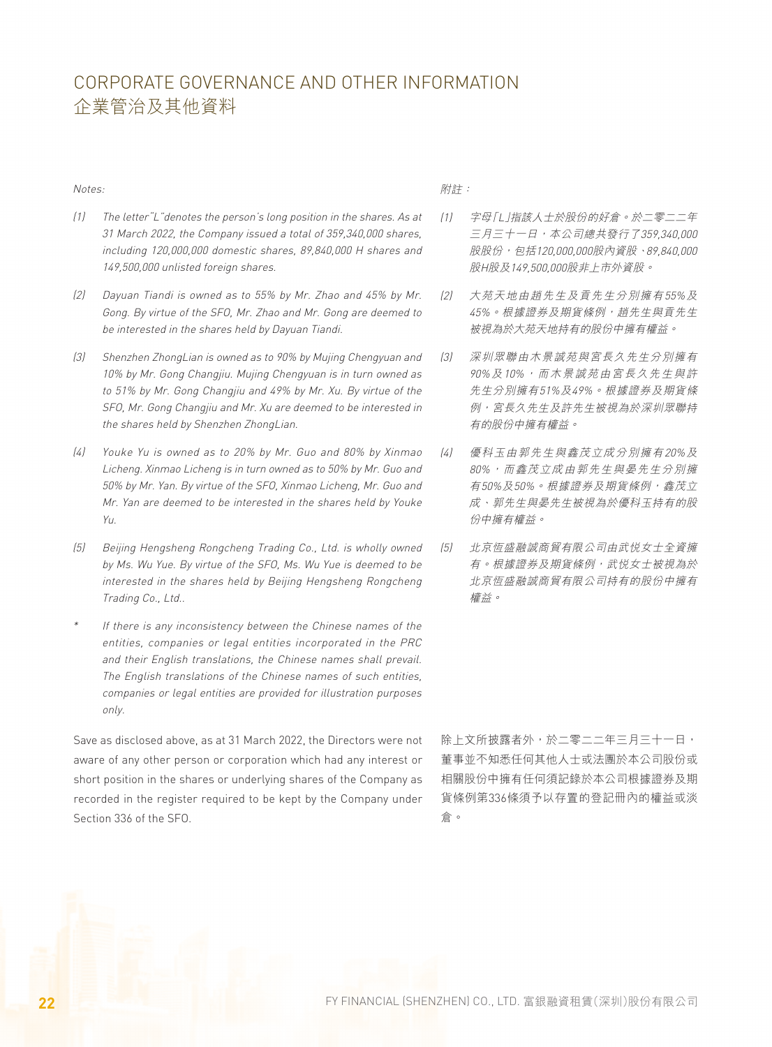# CORPORATE GOVERNANCE AND OTHER INFORMATION
# 企業管治及其他資料

*Notes:*

*(1) The letter"L"denotes the person's long position in the shares. As at 31 March 2022, the Company issued a total of 359,340,000 shares, including 120,000,000 domestic shares, 89,840,000 H shares and 149,500,000 unlisted foreign shares.*

*(2) Dayuan Tiandi is owned as to 55% by Mr. Zhao and 45% by Mr. Gong. By virtue of the SFO, Mr. Zhao and Mr. Gong are deemed to be interested in the shares held by Dayuan Tiandi.*

*(3) Shenzhen ZhongLian is owned as to 90% by Mujing Chengyuan and 10% by Mr. Gong Changjiu. Mujing Chengyuan is in turn owned as to 51% by Mr. Gong Changjiu and 49% by Mr. Xu. By virtue of the SFO, Mr. Gong Changjiu and Mr. Xu are deemed to be interested in the shares held by Shenzhen ZhongLian.*

*(4) Youke Yu is owned as to 20% by Mr. Guo and 80% by Xinmao Licheng. Xinmao Licheng is in turn owned as to 50% by Mr. Guo and 50% by Mr. Yan. By virtue of the SFO, Xinmao Licheng, Mr. Guo and Mr. Yan are deemed to be interested in the shares held by Youke Yu.*

*(5) Beijing Hengsheng Rongcheng Trading Co., Ltd. is wholly owned by Ms. Wu Yue. By virtue of the SFO, Ms. Wu Yue is deemed to be interested in the shares held by Beijing Hengsheng Rongcheng Trading Co., Ltd..*

*\* If there is any inconsistency between the Chinese names of the entities, companies or legal entities incorporated in the PRC and their English translations, the Chinese names shall prevail. The English translations of the Chinese names of such entities, companies or legal entities are provided for illustration purposes only.*

*附註：*

*(1) 字母「L」指該人士於股份的好倉。於二零二二年三月三十一日，本公司總共發行了359,340,000股股份，包括120,000,000股內資股、89,840,000股H股及149,500,000股非上市外資股。*

*(2) 大苑天地由趙先生及貢先生分別擁有55%及45%。根據證券及期貨條例，趙先生與貢先生被視為於大苑天地持有的股份中擁有權益。*

*(3) 深圳眾聯由木景誠苑與宮長久先生分別擁有90%及10%，而木景誠苑由宮長久先生與許先生分別擁有51%及49%。根據證券及期貨條例，宮長久先生及許先生被視為於深圳眾聯持有的股份中擁有權益。*

*(4) 優科玉由郭先生與鑫茂立成分別擁有20%及80%，而鑫茂立成由郭先生與晏先生分別擁有50%及50%。根據證券及期貨條例，鑫茂立成、郭先生與晏先生被視為於優科玉持有的股份中擁有權益。*

*(5) 北京恆盛融誠商貿有限公司由武悅女士全資擁有。根據證券及期貨條例，武悅女士被視為於北京恆盛融誠商貿有限公司持有的股份中擁有權益。*

Save as disclosed above, as at 31 March 2022, the Directors were not aware of any other person or corporation which had any interest or short position in the shares or underlying shares of the Company as recorded in the register required to be kept by the Company under Section 336 of the SFO.

除上文所披露者外，於二零二二年三月三十一日，董事並不知悉任何其他人士或法團於本公司股份或相關股份中擁有任何須記錄於本公司根據證券及期貨條例第336條須予以存置的登記冊內的權益或淡倉。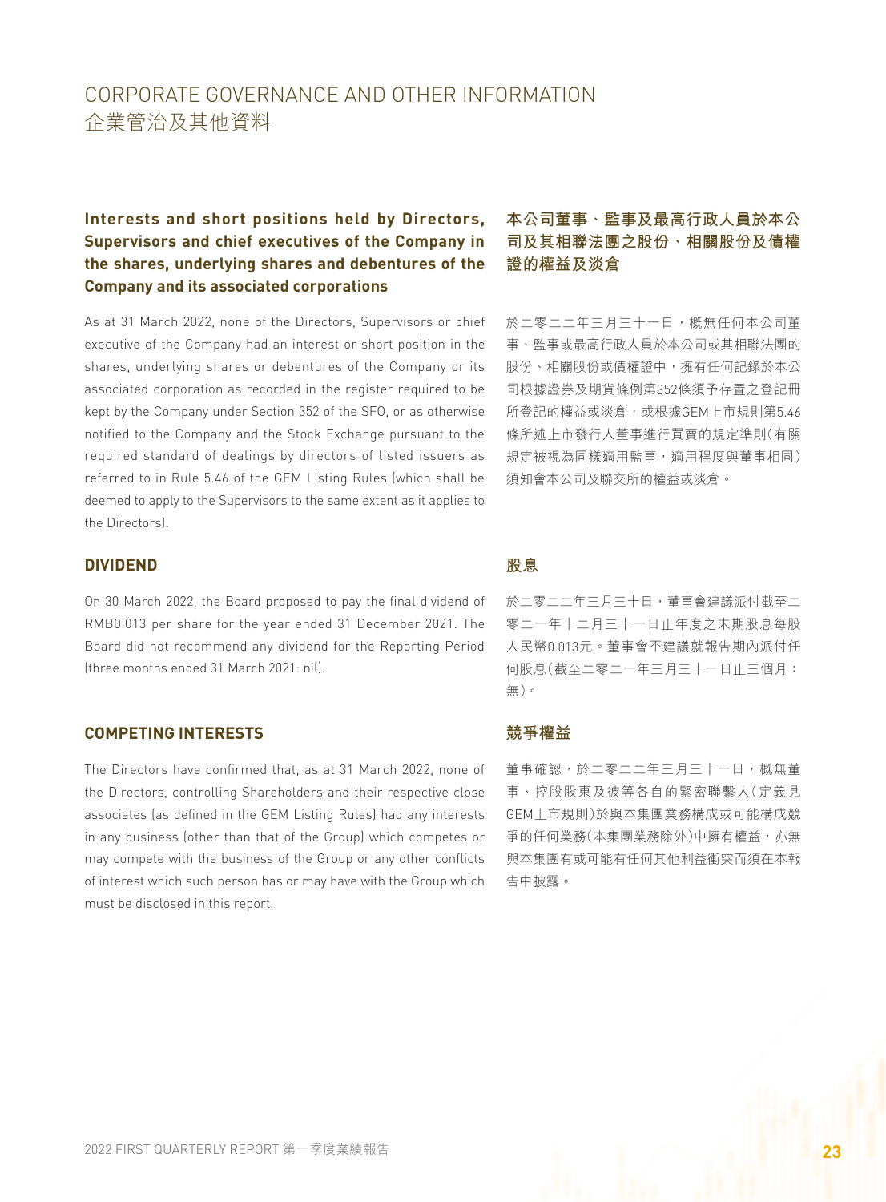# CORPORATE GOVERNANCE AND OTHER INFORMATION
# 企業管治及其他資料

## Interests and short positions held by Directors, Supervisors and chief executives of the Company in the shares, underlying shares and debentures of the Company and its associated corporations

As at 31 March 2022, none of the Directors, Supervisors or chief executive of the Company had an interest or short position in the shares, underlying shares or debentures of the Company or its associated corporation as recorded in the register required to be kept by the Company under Section 352 of the SFO, or as otherwise notified to the Company and the Stock Exchange pursuant to the required standard of dealings by directors of listed issuers as referred to in Rule 5.46 of the GEM Listing Rules (which shall be deemed to apply to the Supervisors to the same extent as it applies to the Directors).

## 本公司董事、監事及最高行政人員於本公司及其相聯法團之股份、相關股份及債權證的權益及淡倉

於二零二二年三月三十一日，概無任何本公司董事、監事或最高行政人員於本公司或其相聯法團的股份、相關股份或債權證中，擁有任何記錄於本公司根據證券及期貨條例第352條須予存置之登記冊所登記的權益或淡倉，或根據GEM上市規則第5.46條所述上市發行人董事進行買賣的規定準則(有關規定被視為同樣適用監事，適用程度與董事相同)須知會本公司及聯交所的權益或淡倉。

## DIVIDEND

On 30 March 2022, the Board proposed to pay the final dividend of RMB0.013 per share for the year ended 31 December 2021. The Board did not recommend any dividend for the Reporting Period (three months ended 31 March 2021: nil).

## 股息

於二零二二年三月三十日，董事會建議派付截至二零二一年十二月三十一日止年度之末期股息每股人民幣0.013元。董事會不建議就報告期內派付任何股息(截至二零二一年三月三十一日止三個月：無)。

## COMPETING INTERESTS

The Directors have confirmed that, as at 31 March 2022, none of the Directors, controlling Shareholders and their respective close associates (as defined in the GEM Listing Rules) had any interests in any business (other than that of the Group) which competes or may compete with the business of the Group or any other conflicts of interest which such person has or may have with the Group which must be disclosed in this report.

## 競爭權益

董事確認，於二零二二年三月三十一日，概無董事、控股股東及彼等各自的緊密聯繫人(定義見GEM上市規則)於與本集團業務構成或可能構成競爭的任何業務(本集團業務除外)中擁有權益，亦無與本集團有或可能有任何其他利益衝突而須在本報告中披露。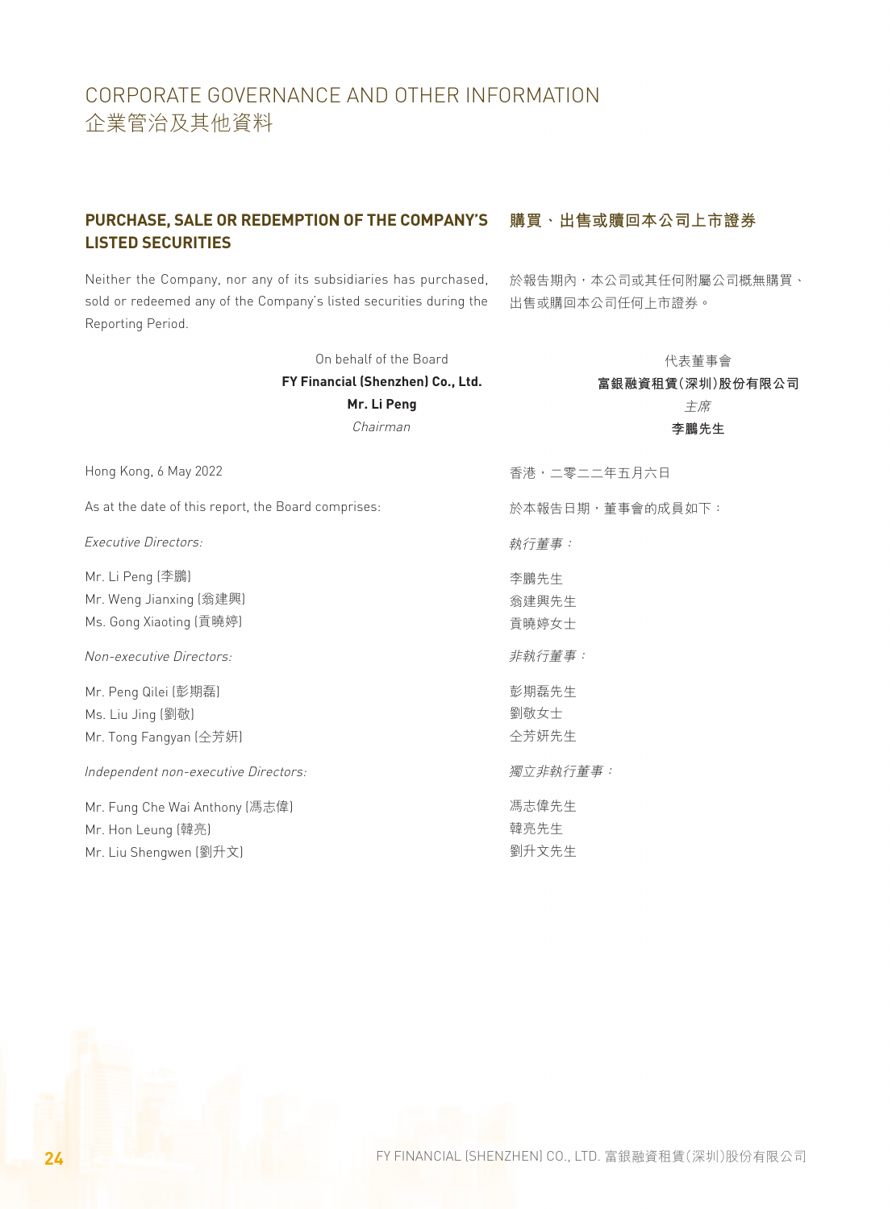## PURCHASE, SALE OR REDEMPTION OF THE COMPANY'S LISTED SECURITIES

Neither the Company, nor any of its subsidiaries has purchased, sold or redeemed any of the Company's listed securities during the Reporting Period.

## 購買、出售或贖回本公司上市證券

於報告期內，本公司或其任何附屬公司概無購買、出售或購回本公司任何上市證券。

On behalf of the Board
**FY Financial (Shenzhen) Co., Ltd.**
**Mr. Li Peng**
*Chairman*

代表董事會
**富銀融資租賃(深圳)股份有限公司**
*主席*
**李鵬先生**

Hong Kong, 6 May 2022

香港，二零二二年五月六日

As at the date of this report, the Board comprises:

於本報告日期，董事會的成員如下：

*Executive Directors:*

Mr. Li Peng (李鵬)
Mr. Weng Jianxing (翁建興)
Ms. Gong Xiaoting (貢曉婷)

*執行董事：*

李鵬先生
翁建興先生
貢曉婷女士

*Non-executive Directors:*

Mr. Peng Qilei (彭期磊)
Ms. Liu Jing (劉敬)
Mr. Tong Fangyan (仝芳妍)

*非執行董事：*

彭期磊先生
劉敬女士
仝芳妍先生

*Independent non-executive Directors:*

Mr. Fung Che Wai Anthony (馮志偉)
Mr. Hon Leung (韓亮)
Mr. Liu Shengwen (劉升文)

*獨立非執行董事：*

馮志偉先生
韓亮先生
劉升文先生